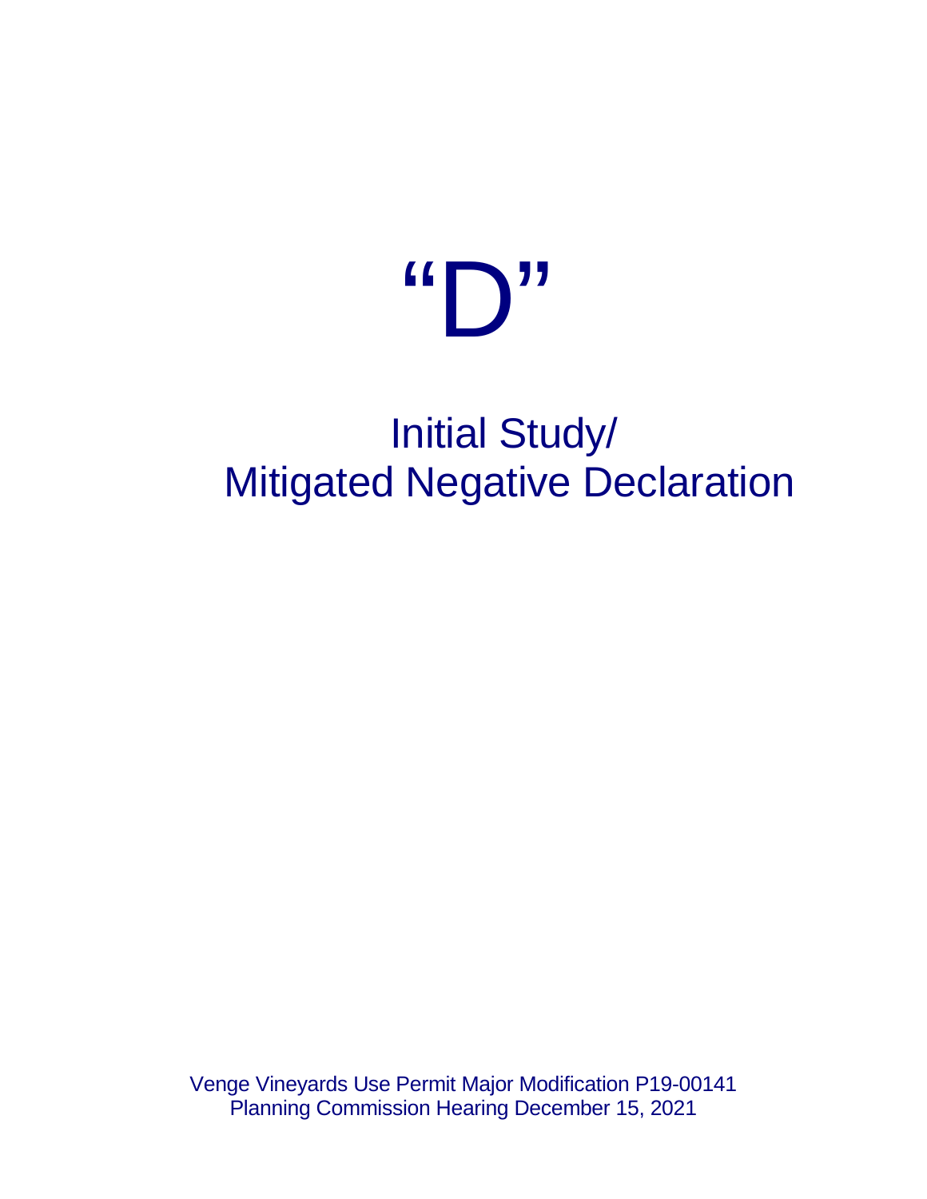# “D”

## Initial Study/ Mitigated Negative Declaration

Venge Vineyards Use Permit Major Modification P19-00141
Planning Commission Hearing December 15, 2021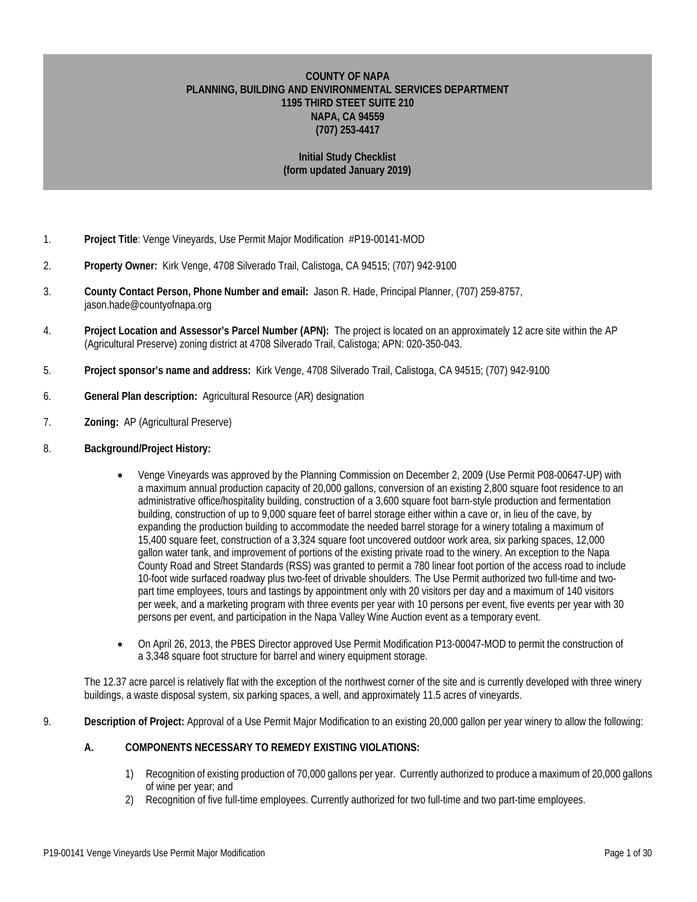**COUNTY OF NAPA**
**PLANNING, BUILDING AND ENVIRONMENTAL SERVICES DEPARTMENT**
**1195 THIRD STEET SUITE 210**
**NAPA, CA 94559**
**(707) 253-4417**

**Initial Study Checklist**
**(form updated January 2019)**

1. **Project Title**: Venge Vineyards, Use Permit Major Modification #P19-00141-MOD

2. **Property Owner:** Kirk Venge, 4708 Silverado Trail, Calistoga, CA 94515; (707) 942-9100

3. **County Contact Person, Phone Number and email:** Jason R. Hade, Principal Planner, (707) 259-8757, jason.hade@countyofnapa.org

4. **Project Location and Assessor's Parcel Number (APN):** The project is located on an approximately 12 acre site within the AP (Agricultural Preserve) zoning district at 4708 Silverado Trail, Calistoga; APN: 020-350-043.

5. **Project sponsor's name and address:** Kirk Venge, 4708 Silverado Trail, Calistoga, CA 94515; (707) 942-9100

6. **General Plan description:** Agricultural Resource (AR) designation

7. **Zoning:** AP (Agricultural Preserve)

8. **Background/Project History:**

   - Venge Vineyards was approved by the Planning Commission on December 2, 2009 (Use Permit P08-00647-UP) with a maximum annual production capacity of 20,000 gallons, conversion of an existing 2,800 square foot residence to an administrative office/hospitality building, construction of a 3,600 square foot barn-style production and fermentation building, construction of up to 9,000 square feet of barrel storage either within a cave or, in lieu of the cave, by expanding the production building to accommodate the needed barrel storage for a winery totaling a maximum of 15,400 square feet, construction of a 3,324 square foot uncovered outdoor work area, six parking spaces, 12,000 gallon water tank, and improvement of portions of the existing private road to the winery. An exception to the Napa County Road and Street Standards (RSS) was granted to permit a 780 linear foot portion of the access road to include 10-foot wide surfaced roadway plus two-feet of drivable shoulders. The Use Permit authorized two full-time and two-part time employees, tours and tastings by appointment only with 20 visitors per day and a maximum of 140 visitors per week, and a marketing program with three events per year with 10 persons per event, five events per year with 30 persons per event, and participation in the Napa Valley Wine Auction event as a temporary event.
   - On April 26, 2013, the PBES Director approved Use Permit Modification P13-00047-MOD to permit the construction of a 3,348 square foot structure for barrel and winery equipment storage.

   The 12.37 acre parcel is relatively flat with the exception of the northwest corner of the site and is currently developed with three winery buildings, a waste disposal system, six parking spaces, a well, and approximately 11.5 acres of vineyards.

9. **Description of Project:** Approval of a Use Permit Major Modification to an existing 20,000 gallon per year winery to allow the following:

   **A. COMPONENTS NECESSARY TO REMEDY EXISTING VIOLATIONS:**

   1) Recognition of existing production of 70,000 gallons per year. Currently authorized to produce a maximum of 20,000 gallons of wine per year; and
   2) Recognition of five full-time employees. Currently authorized for two full-time and two part-time employees.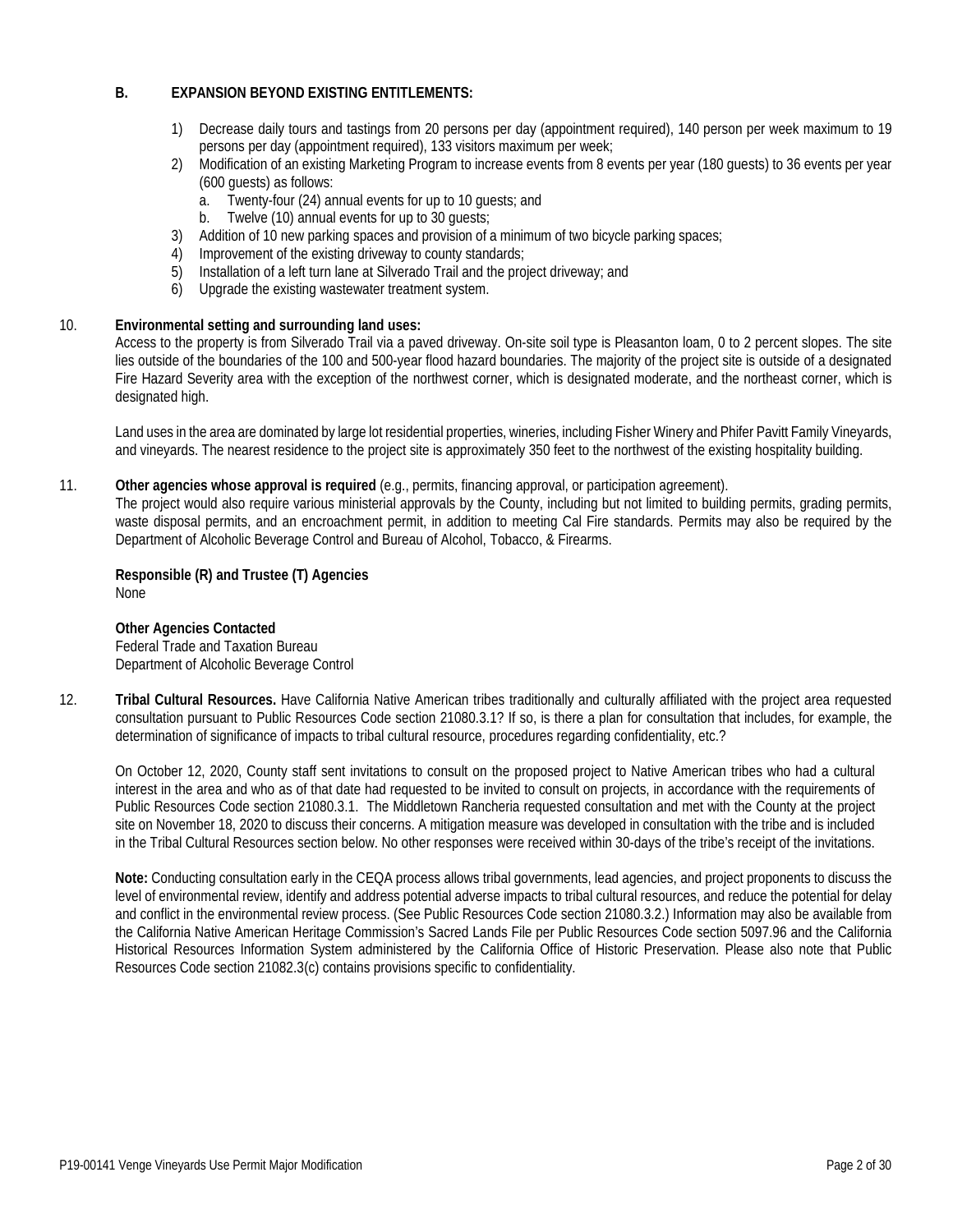**B. EXPANSION BEYOND EXISTING ENTITLEMENTS:**

1) Decrease daily tours and tastings from 20 persons per day (appointment required), 140 person per week maximum to 19 persons per day (appointment required), 133 visitors maximum per week;
2) Modification of an existing Marketing Program to increase events from 8 events per year (180 guests) to 36 events per year (600 guests) as follows:
   a. Twenty-four (24) annual events for up to 10 guests; and
   b. Twelve (10) annual events for up to 30 guests;
3) Addition of 10 new parking spaces and provision of a minimum of two bicycle parking spaces;
4) Improvement of the existing driveway to county standards;
5) Installation of a left turn lane at Silverado Trail and the project driveway; and
6) Upgrade the existing wastewater treatment system.

10. **Environmental setting and surrounding land uses:**
Access to the property is from Silverado Trail via a paved driveway. On-site soil type is Pleasanton loam, 0 to 2 percent slopes. The site lies outside of the boundaries of the 100 and 500-year flood hazard boundaries. The majority of the project site is outside of a designated Fire Hazard Severity area with the exception of the northwest corner, which is designated moderate, and the northeast corner, which is designated high.

Land uses in the area are dominated by large lot residential properties, wineries, including Fisher Winery and Phifer Pavitt Family Vineyards, and vineyards. The nearest residence to the project site is approximately 350 feet to the northwest of the existing hospitality building.

11. **Other agencies whose approval is required** (e.g., permits, financing approval, or participation agreement).
The project would also require various ministerial approvals by the County, including but not limited to building permits, grading permits, waste disposal permits, and an encroachment permit, in addition to meeting Cal Fire standards. Permits may also be required by the Department of Alcoholic Beverage Control and Bureau of Alcohol, Tobacco, & Firearms.

**Responsible (R) and Trustee (T) Agencies**
None

**Other Agencies Contacted**
Federal Trade and Taxation Bureau
Department of Alcoholic Beverage Control

12. **Tribal Cultural Resources.** Have California Native American tribes traditionally and culturally affiliated with the project area requested consultation pursuant to Public Resources Code section 21080.3.1? If so, is there a plan for consultation that includes, for example, the determination of significance of impacts to tribal cultural resource, procedures regarding confidentiality, etc.?

On October 12, 2020, County staff sent invitations to consult on the proposed project to Native American tribes who had a cultural interest in the area and who as of that date had requested to be invited to consult on projects, in accordance with the requirements of Public Resources Code section 21080.3.1. The Middletown Rancheria requested consultation and met with the County at the project site on November 18, 2020 to discuss their concerns. A mitigation measure was developed in consultation with the tribe and is included in the Tribal Cultural Resources section below. No other responses were received within 30-days of the tribe's receipt of the invitations.

**Note:** Conducting consultation early in the CEQA process allows tribal governments, lead agencies, and project proponents to discuss the level of environmental review, identify and address potential adverse impacts to tribal cultural resources, and reduce the potential for delay and conflict in the environmental review process. (See Public Resources Code section 21080.3.2.) Information may also be available from the California Native American Heritage Commission's Sacred Lands File per Public Resources Code section 5097.96 and the California Historical Resources Information System administered by the California Office of Historic Preservation. Please also note that Public Resources Code section 21082.3(c) contains provisions specific to confidentiality.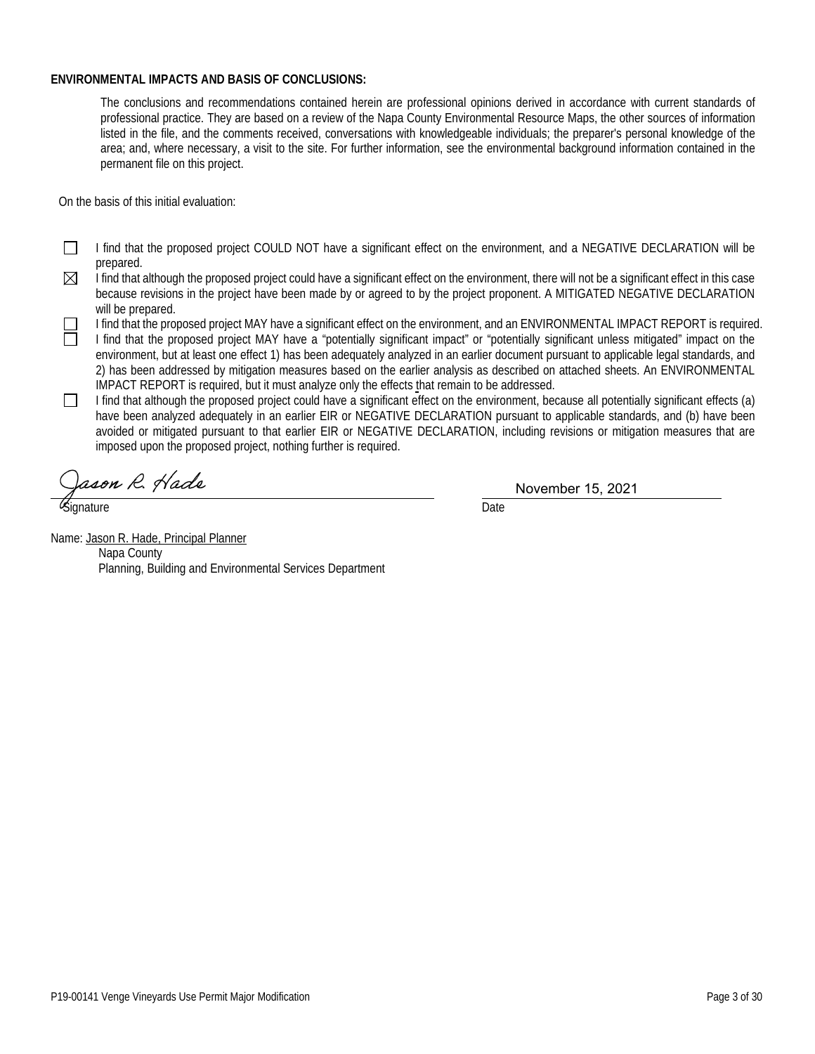**ENVIRONMENTAL IMPACTS AND BASIS OF CONCLUSIONS:**

The conclusions and recommendations contained herein are professional opinions derived in accordance with current standards of professional practice. They are based on a review of the Napa County Environmental Resource Maps, the other sources of information listed in the file, and the comments received, conversations with knowledgeable individuals; the preparer's personal knowledge of the area; and, where necessary, a visit to the site. For further information, see the environmental background information contained in the permanent file on this project.

On the basis of this initial evaluation:

- ☐ I find that the proposed project COULD NOT have a significant effect on the environment, and a NEGATIVE DECLARATION will be prepared.
- ☒ I find that although the proposed project could have a significant effect on the environment, there will not be a significant effect in this case because revisions in the project have been made by or agreed to by the project proponent. A MITIGATED NEGATIVE DECLARATION will be prepared.
- ☐ I find that the proposed project MAY have a significant effect on the environment, and an ENVIRONMENTAL IMPACT REPORT is required.
- ☐ I find that the proposed project MAY have a "potentially significant impact" or "potentially significant unless mitigated" impact on the environment, but at least one effect 1) has been adequately analyzed in an earlier document pursuant to applicable legal standards, and 2) has been addressed by mitigation measures based on the earlier analysis as described on attached sheets. An ENVIRONMENTAL IMPACT REPORT is required, but it must analyze only the effects that remain to be addressed.
- ☐ I find that although the proposed project could have a significant effect on the environment, because all potentially significant effects (a) have been analyzed adequately in an earlier EIR or NEGATIVE DECLARATION pursuant to applicable standards, and (b) have been avoided or mitigated pursuant to that earlier EIR or NEGATIVE DECLARATION, including revisions or mitigation measures that are imposed upon the proposed project, nothing further is required.

*Jason R. Hade*
Signature

November 15, 2021
Date

Name: Jason R. Hade, Principal Planner
Napa County
Planning, Building and Environmental Services Department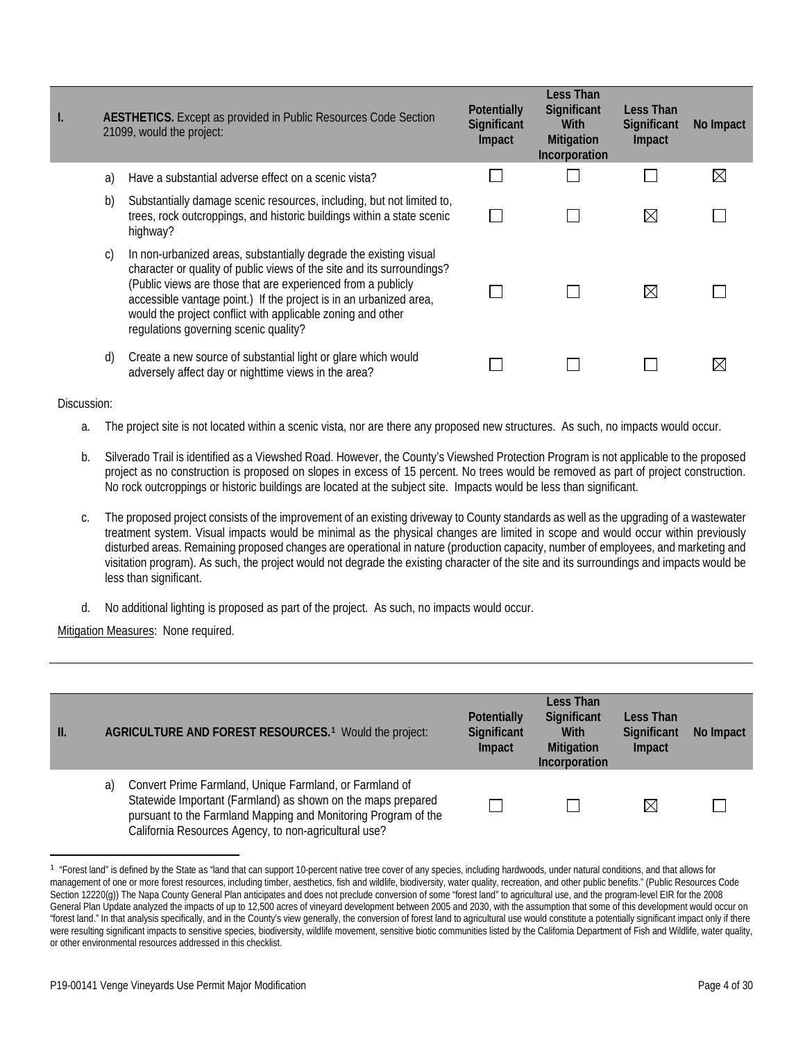| I. | AESTHETICS. Except as provided in Public Resources Code Section 21099, would the project: | Potentially Significant Impact | Less Than Significant With Mitigation Incorporation | Less Than Significant Impact | No Impact |
|---|---|---|---|---|---|
| a) | Have a substantial adverse effect on a scenic vista? | ☐ | ☐ | ☐ | ☒ |
| b) | Substantially damage scenic resources, including, but not limited to, trees, rock outcroppings, and historic buildings within a state scenic highway? | ☐ | ☐ | ☒ | ☐ |
| c) | In non-urbanized areas, substantially degrade the existing visual character or quality of public views of the site and its surroundings? (Public views are those that are experienced from a publicly accessible vantage point.) If the project is in an urbanized area, would the project conflict with applicable zoning and other regulations governing scenic quality? | ☐ | ☐ | ☒ | ☐ |
| d) | Create a new source of substantial light or glare which would adversely affect day or nighttime views in the area? | ☐ | ☐ | ☐ | ☒ |

Discussion:

a. The project site is not located within a scenic vista, nor are there any proposed new structures. As such, no impacts would occur.

b. Silverado Trail is identified as a Viewshed Road. However, the County's Viewshed Protection Program is not applicable to the proposed project as no construction is proposed on slopes in excess of 15 percent. No trees would be removed as part of project construction. No rock outcroppings or historic buildings are located at the subject site. Impacts would be less than significant.

c. The proposed project consists of the improvement of an existing driveway to County standards as well as the upgrading of a wastewater treatment system. Visual impacts would be minimal as the physical changes are limited in scope and would occur within previously disturbed areas. Remaining proposed changes are operational in nature (production capacity, number of employees, and marketing and visitation program). As such, the project would not degrade the existing character of the site and its surroundings and impacts would be less than significant.

d. No additional lighting is proposed as part of the project. As such, no impacts would occur.

Mitigation Measures: None required.

| II. | AGRICULTURE AND FOREST RESOURCES.[1] Would the project: | Potentially Significant Impact | Less Than Significant With Mitigation Incorporation | Less Than Significant Impact | No Impact |
|---|---|---|---|---|---|
| a) | Convert Prime Farmland, Unique Farmland, or Farmland of Statewide Important (Farmland) as shown on the maps prepared pursuant to the Farmland Mapping and Monitoring Program of the California Resources Agency, to non-agricultural use? | ☐ | ☐ | ☒ | ☐ |

[1] "Forest land" is defined by the State as "land that can support 10-percent native tree cover of any species, including hardwoods, under natural conditions, and that allows for management of one or more forest resources, including timber, aesthetics, fish and wildlife, biodiversity, water quality, recreation, and other public benefits." (Public Resources Code Section 12220(g)) The Napa County General Plan anticipates and does not preclude conversion of some "forest land" to agricultural use, and the program-level EIR for the 2008 General Plan Update analyzed the impacts of up to 12,500 acres of vineyard development between 2005 and 2030, with the assumption that some of this development would occur on "forest land." In that analysis specifically, and in the County's view generally, the conversion of forest land to agricultural use would constitute a potentially significant impact only if there were resulting significant impacts to sensitive species, biodiversity, wildlife movement, sensitive biotic communities listed by the California Department of Fish and Wildlife, water quality, or other environmental resources addressed in this checklist.

P19-00141 Venge Vineyards Use Permit Major Modification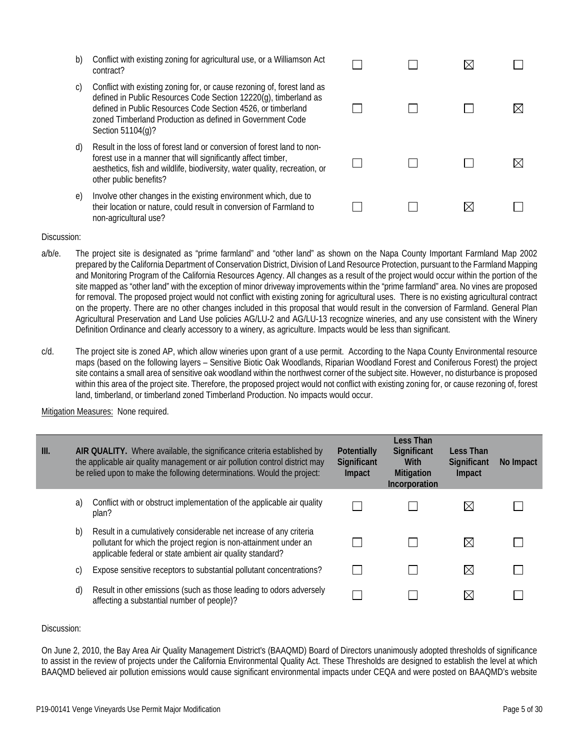| | | Potentially Significant Impact | Less Than Significant With Mitigation Incorporation | Less Than Significant Impact | No Impact |
|---|---|---|---|---|---|
| b) | Conflict with existing zoning for agricultural use, or a Williamson Act contract? | ☐ | ☐ | ☒ | ☐ |
| c) | Conflict with existing zoning for, or cause rezoning of, forest land as defined in Public Resources Code Section 12220(g), timberland as defined in Public Resources Code Section 4526, or timberland zoned Timberland Production as defined in Government Code Section 51104(g)? | ☐ | ☐ | ☐ | ☒ |
| d) | Result in the loss of forest land or conversion of forest land to non-forest use in a manner that will significantly affect timber, aesthetics, fish and wildlife, biodiversity, water quality, recreation, or other public benefits? | ☐ | ☐ | ☐ | ☒ |
| e) | Involve other changes in the existing environment which, due to their location or nature, could result in conversion of Farmland to non-agricultural use? | ☐ | ☐ | ☒ | ☐ |

Discussion:

a/b/e. The project site is designated as "prime farmland" and "other land" as shown on the Napa County Important Farmland Map 2002 prepared by the California Department of Conservation District, Division of Land Resource Protection, pursuant to the Farmland Mapping and Monitoring Program of the California Resources Agency. All changes as a result of the project would occur within the portion of the site mapped as "other land" with the exception of minor driveway improvements within the "prime farmland" area. No vines are proposed for removal. The proposed project would not conflict with existing zoning for agricultural uses. There is no existing agricultural contract on the property. There are no other changes included in this proposal that would result in the conversion of Farmland. General Plan Agricultural Preservation and Land Use policies AG/LU-2 and AG/LU-13 recognize wineries, and any use consistent with the Winery Definition Ordinance and clearly accessory to a winery, as agriculture. Impacts would be less than significant.

c/d. The project site is zoned AP, which allow wineries upon grant of a use permit. According to the Napa County Environmental resource maps (based on the following layers – Sensitive Biotic Oak Woodlands, Riparian Woodland Forest and Coniferous Forest) the project site contains a small area of sensitive oak woodland within the northwest corner of the subject site. However, no disturbance is proposed within this area of the project site. Therefore, the proposed project would not conflict with existing zoning for, or cause rezoning of, forest land, timberland, or timberland zoned Timberland Production. No impacts would occur.

Mitigation Measures: None required.

| III. | **AIR QUALITY.** Where available, the significance criteria established by the applicable air quality management or air pollution control district may be relied upon to make the following determinations. Would the project: | Potentially Significant Impact | Less Than Significant With Mitigation Incorporation | Less Than Significant Impact | No Impact |
|---|---|---|---|---|---|
| a) | Conflict with or obstruct implementation of the applicable air quality plan? | ☐ | ☐ | ☒ | ☐ |
| b) | Result in a cumulatively considerable net increase of any criteria pollutant for which the project region is non-attainment under an applicable federal or state ambient air quality standard? | ☐ | ☐ | ☒ | ☐ |
| c) | Expose sensitive receptors to substantial pollutant concentrations? | ☐ | ☐ | ☒ | ☐ |
| d) | Result in other emissions (such as those leading to odors adversely affecting a substantial number of people)? | ☐ | ☐ | ☒ | ☐ |

Discussion:

On June 2, 2010, the Bay Area Air Quality Management District's (BAAQMD) Board of Directors unanimously adopted thresholds of significance to assist in the review of projects under the California Environmental Quality Act. These Thresholds are designed to establish the level at which BAAQMD believed air pollution emissions would cause significant environmental impacts under CEQA and were posted on BAAQMD's website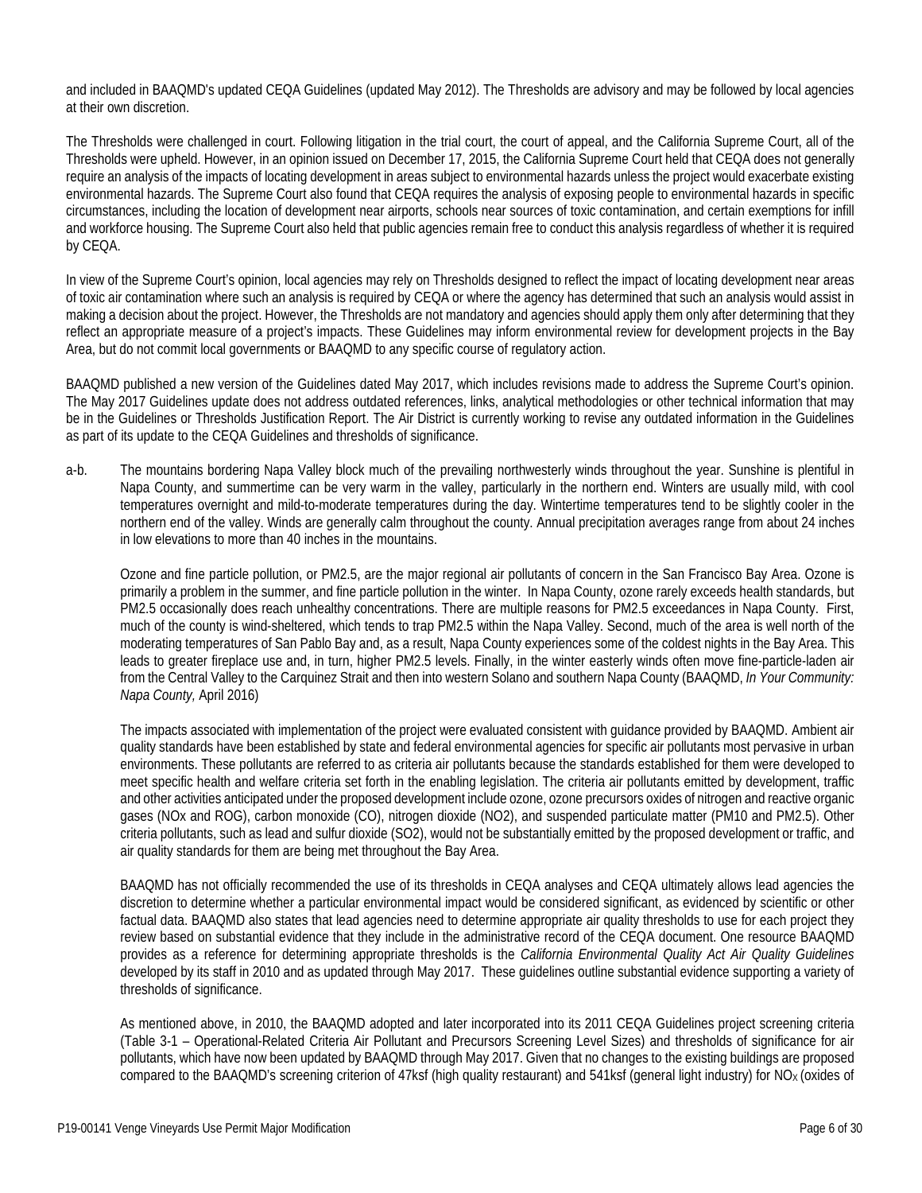and included in BAAQMD's updated CEQA Guidelines (updated May 2012). The Thresholds are advisory and may be followed by local agencies at their own discretion.

The Thresholds were challenged in court. Following litigation in the trial court, the court of appeal, and the California Supreme Court, all of the Thresholds were upheld. However, in an opinion issued on December 17, 2015, the California Supreme Court held that CEQA does not generally require an analysis of the impacts of locating development in areas subject to environmental hazards unless the project would exacerbate existing environmental hazards. The Supreme Court also found that CEQA requires the analysis of exposing people to environmental hazards in specific circumstances, including the location of development near airports, schools near sources of toxic contamination, and certain exemptions for infill and workforce housing. The Supreme Court also held that public agencies remain free to conduct this analysis regardless of whether it is required by CEQA.

In view of the Supreme Court's opinion, local agencies may rely on Thresholds designed to reflect the impact of locating development near areas of toxic air contamination where such an analysis is required by CEQA or where the agency has determined that such an analysis would assist in making a decision about the project. However, the Thresholds are not mandatory and agencies should apply them only after determining that they reflect an appropriate measure of a project's impacts. These Guidelines may inform environmental review for development projects in the Bay Area, but do not commit local governments or BAAQMD to any specific course of regulatory action.

BAAQMD published a new version of the Guidelines dated May 2017, which includes revisions made to address the Supreme Court's opinion. The May 2017 Guidelines update does not address outdated references, links, analytical methodologies or other technical information that may be in the Guidelines or Thresholds Justification Report. The Air District is currently working to revise any outdated information in the Guidelines as part of its update to the CEQA Guidelines and thresholds of significance.

a-b. The mountains bordering Napa Valley block much of the prevailing northwesterly winds throughout the year. Sunshine is plentiful in Napa County, and summertime can be very warm in the valley, particularly in the northern end. Winters are usually mild, with cool temperatures overnight and mild-to-moderate temperatures during the day. Wintertime temperatures tend to be slightly cooler in the northern end of the valley. Winds are generally calm throughout the county. Annual precipitation averages range from about 24 inches in low elevations to more than 40 inches in the mountains.

Ozone and fine particle pollution, or PM2.5, are the major regional air pollutants of concern in the San Francisco Bay Area. Ozone is primarily a problem in the summer, and fine particle pollution in the winter. In Napa County, ozone rarely exceeds health standards, but PM2.5 occasionally does reach unhealthy concentrations. There are multiple reasons for PM2.5 exceedances in Napa County. First, much of the county is wind-sheltered, which tends to trap PM2.5 within the Napa Valley. Second, much of the area is well north of the moderating temperatures of San Pablo Bay and, as a result, Napa County experiences some of the coldest nights in the Bay Area. This leads to greater fireplace use and, in turn, higher PM2.5 levels. Finally, in the winter easterly winds often move fine-particle-laden air from the Central Valley to the Carquinez Strait and then into western Solano and southern Napa County (BAAQMD, *In Your Community: Napa County,* April 2016)

The impacts associated with implementation of the project were evaluated consistent with guidance provided by BAAQMD. Ambient air quality standards have been established by state and federal environmental agencies for specific air pollutants most pervasive in urban environments. These pollutants are referred to as criteria air pollutants because the standards established for them were developed to meet specific health and welfare criteria set forth in the enabling legislation. The criteria air pollutants emitted by development, traffic and other activities anticipated under the proposed development include ozone, ozone precursors oxides of nitrogen and reactive organic gases (NOx and ROG), carbon monoxide (CO), nitrogen dioxide (NO2), and suspended particulate matter (PM10 and PM2.5). Other criteria pollutants, such as lead and sulfur dioxide (SO2), would not be substantially emitted by the proposed development or traffic, and air quality standards for them are being met throughout the Bay Area.

BAAQMD has not officially recommended the use of its thresholds in CEQA analyses and CEQA ultimately allows lead agencies the discretion to determine whether a particular environmental impact would be considered significant, as evidenced by scientific or other factual data. BAAQMD also states that lead agencies need to determine appropriate air quality thresholds to use for each project they review based on substantial evidence that they include in the administrative record of the CEQA document. One resource BAAQMD provides as a reference for determining appropriate thresholds is the *California Environmental Quality Act Air Quality Guidelines* developed by its staff in 2010 and as updated through May 2017. These guidelines outline substantial evidence supporting a variety of thresholds of significance.

As mentioned above, in 2010, the BAAQMD adopted and later incorporated into its 2011 CEQA Guidelines project screening criteria (Table 3-1 – Operational-Related Criteria Air Pollutant and Precursors Screening Level Sizes) and thresholds of significance for air pollutants, which have now been updated by BAAQMD through May 2017. Given that no changes to the existing buildings are proposed compared to the BAAQMD's screening criterion of 47ksf (high quality restaurant) and 541ksf (general light industry) for $NO_X$ (oxides of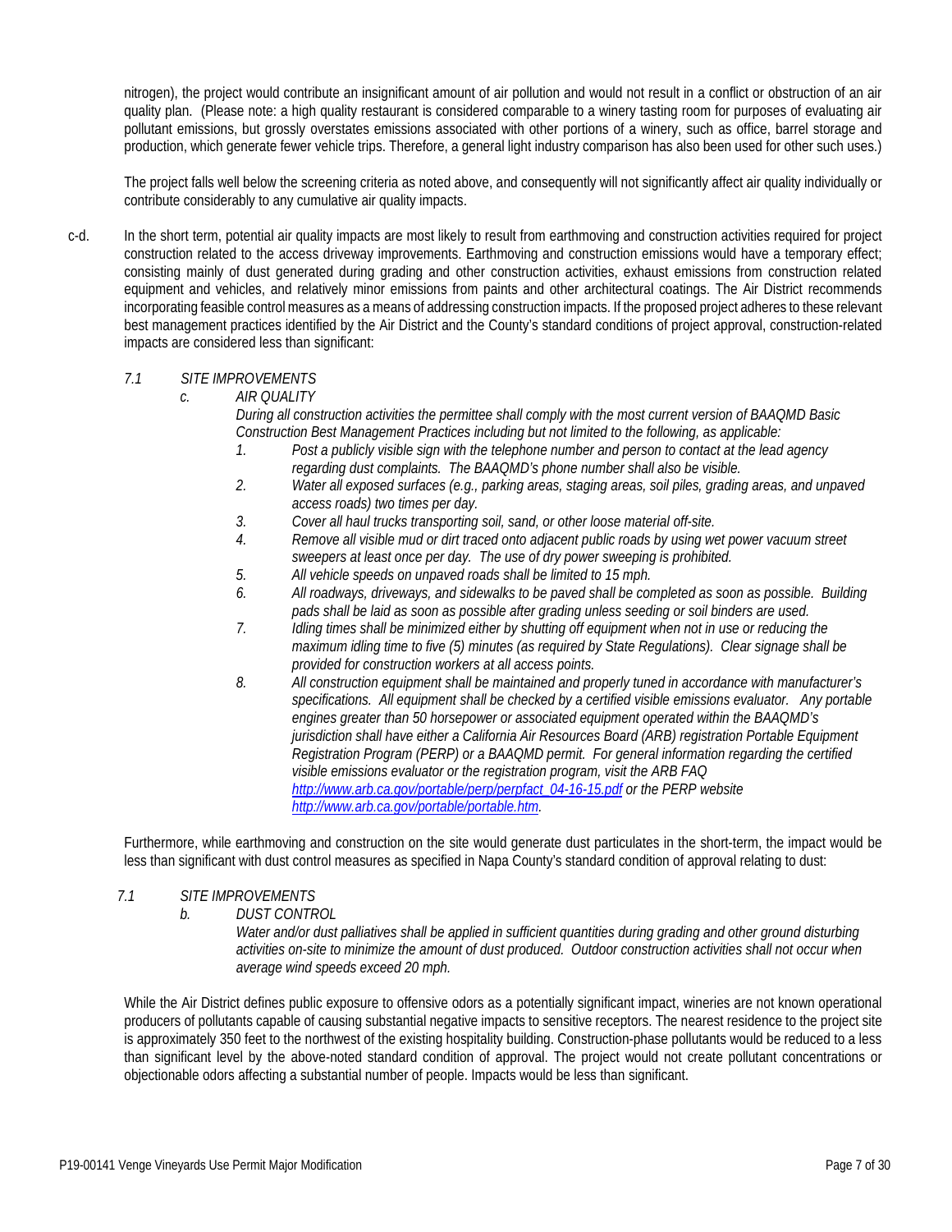nitrogen), the project would contribute an insignificant amount of air pollution and would not result in a conflict or obstruction of an air quality plan. (Please note: a high quality restaurant is considered comparable to a winery tasting room for purposes of evaluating air pollutant emissions, but grossly overstates emissions associated with other portions of a winery, such as office, barrel storage and production, which generate fewer vehicle trips. Therefore, a general light industry comparison has also been used for other such uses.)

The project falls well below the screening criteria as noted above, and consequently will not significantly affect air quality individually or contribute considerably to any cumulative air quality impacts.

c-d. In the short term, potential air quality impacts are most likely to result from earthmoving and construction activities required for project construction related to the access driveway improvements. Earthmoving and construction emissions would have a temporary effect; consisting mainly of dust generated during grading and other construction activities, exhaust emissions from construction related equipment and vehicles, and relatively minor emissions from paints and other architectural coatings. The Air District recommends incorporating feasible control measures as a means of addressing construction impacts. If the proposed project adheres to these relevant best management practices identified by the Air District and the County's standard conditions of project approval, construction-related impacts are considered less than significant:

*7.1 SITE IMPROVEMENTS*

*c. AIR QUALITY*

*During all construction activities the permittee shall comply with the most current version of BAAQMD Basic Construction Best Management Practices including but not limited to the following, as applicable:*

1. *Post a publicly visible sign with the telephone number and person to contact at the lead agency regarding dust complaints. The BAAQMD's phone number shall also be visible.*
2. *Water all exposed surfaces (e.g., parking areas, staging areas, soil piles, grading areas, and unpaved access roads) two times per day.*
3. *Cover all haul trucks transporting soil, sand, or other loose material off-site.*
4. *Remove all visible mud or dirt traced onto adjacent public roads by using wet power vacuum street sweepers at least once per day. The use of dry power sweeping is prohibited.*
5. *All vehicle speeds on unpaved roads shall be limited to 15 mph.*
6. *All roadways, driveways, and sidewalks to be paved shall be completed as soon as possible. Building pads shall be laid as soon as possible after grading unless seeding or soil binders are used.*
7. *Idling times shall be minimized either by shutting off equipment when not in use or reducing the maximum idling time to five (5) minutes (as required by State Regulations). Clear signage shall be provided for construction workers at all access points.*
8. *All construction equipment shall be maintained and properly tuned in accordance with manufacturer's specifications. All equipment shall be checked by a certified visible emissions evaluator. Any portable engines greater than 50 horsepower or associated equipment operated within the BAAQMD's jurisdiction shall have either a California Air Resources Board (ARB) registration Portable Equipment Registration Program (PERP) or a BAAQMD permit. For general information regarding the certified visible emissions evaluator or the registration program, visit the ARB FAQ http://www.arb.ca.gov/portable/perp/perpfact_04-16-15.pdf or the PERP website http://www.arb.ca.gov/portable/portable.htm.*

Furthermore, while earthmoving and construction on the site would generate dust particulates in the short-term, the impact would be less than significant with dust control measures as specified in Napa County's standard condition of approval relating to dust:

*7.1 SITE IMPROVEMENTS*

*b. DUST CONTROL*

*Water and/or dust palliatives shall be applied in sufficient quantities during grading and other ground disturbing activities on-site to minimize the amount of dust produced. Outdoor construction activities shall not occur when average wind speeds exceed 20 mph.*

While the Air District defines public exposure to offensive odors as a potentially significant impact, wineries are not known operational producers of pollutants capable of causing substantial negative impacts to sensitive receptors. The nearest residence to the project site is approximately 350 feet to the northwest of the existing hospitality building. Construction-phase pollutants would be reduced to a less than significant level by the above-noted standard condition of approval. The project would not create pollutant concentrations or objectionable odors affecting a substantial number of people. Impacts would be less than significant.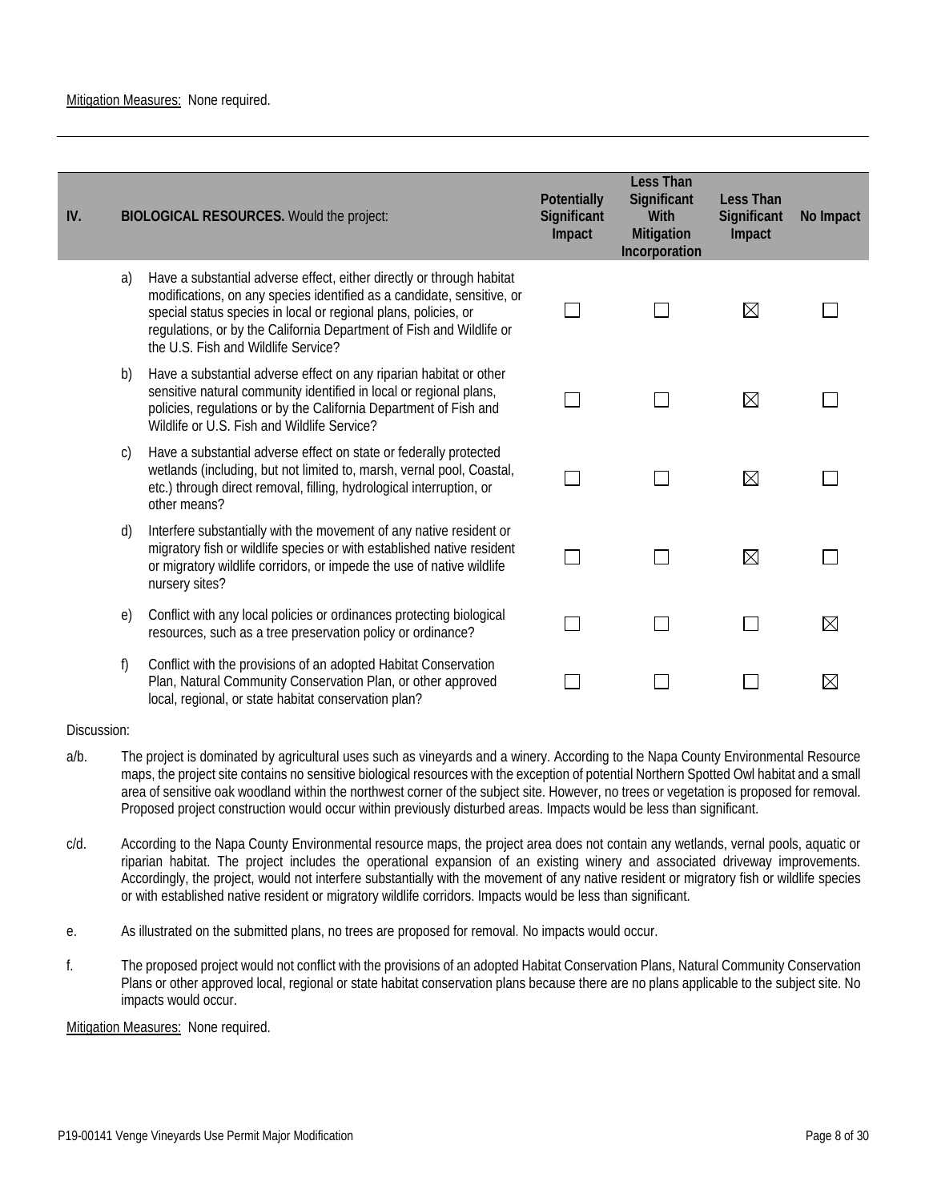Mitigation Measures: None required.

---

| IV. | BIOLOGICAL RESOURCES. Would the project: | Potentially Significant Impact | Less Than Significant With Mitigation Incorporation | Less Than Significant Impact | No Impact |
|---|---|---|---|---|---|
| a) | Have a substantial adverse effect, either directly or through habitat modifications, on any species identified as a candidate, sensitive, or special status species in local or regional plans, policies, or regulations, or by the California Department of Fish and Wildlife or the U.S. Fish and Wildlife Service? | ☐ | ☐ | ☒ | ☐ |
| b) | Have a substantial adverse effect on any riparian habitat or other sensitive natural community identified in local or regional plans, policies, regulations or by the California Department of Fish and Wildlife or U.S. Fish and Wildlife Service? | ☐ | ☐ | ☒ | ☐ |
| c) | Have a substantial adverse effect on state or federally protected wetlands (including, but not limited to, marsh, vernal pool, Coastal, etc.) through direct removal, filling, hydrological interruption, or other means? | ☐ | ☐ | ☒ | ☐ |
| d) | Interfere substantially with the movement of any native resident or migratory fish or wildlife species or with established native resident or migratory wildlife corridors, or impede the use of native wildlife nursery sites? | ☐ | ☐ | ☒ | ☐ |
| e) | Conflict with any local policies or ordinances protecting biological resources, such as a tree preservation policy or ordinance? | ☐ | ☐ | ☐ | ☒ |
| f) | Conflict with the provisions of an adopted Habitat Conservation Plan, Natural Community Conservation Plan, or other approved local, regional, or state habitat conservation plan? | ☐ | ☐ | ☐ | ☒ |

Discussion:

a/b. The project is dominated by agricultural uses such as vineyards and a winery. According to the Napa County Environmental Resource maps, the project site contains no sensitive biological resources with the exception of potential Northern Spotted Owl habitat and a small area of sensitive oak woodland within the northwest corner of the subject site. However, no trees or vegetation is proposed for removal. Proposed project construction would occur within previously disturbed areas. Impacts would be less than significant.

c/d. According to the Napa County Environmental resource maps, the project area does not contain any wetlands, vernal pools, aquatic or riparian habitat. The project includes the operational expansion of an existing winery and associated driveway improvements. Accordingly, the project, would not interfere substantially with the movement of any native resident or migratory fish or wildlife species or with established native resident or migratory wildlife corridors. Impacts would be less than significant.

e. As illustrated on the submitted plans, no trees are proposed for removal. No impacts would occur.

f. The proposed project would not conflict with the provisions of an adopted Habitat Conservation Plans, Natural Community Conservation Plans or other approved local, regional or state habitat conservation plans because there are no plans applicable to the subject site. No impacts would occur.

Mitigation Measures: None required.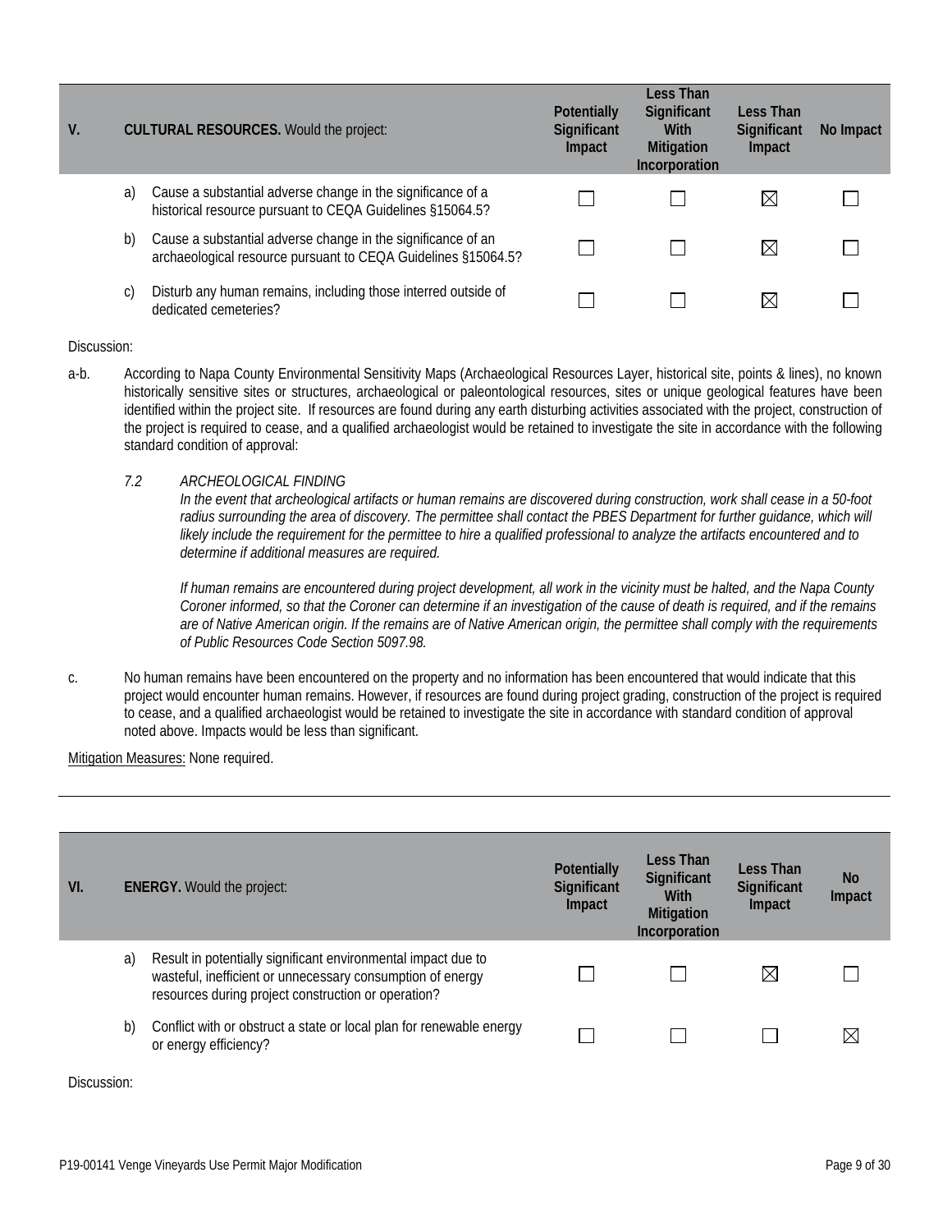| V. | CULTURAL RESOURCES. Would the project: | Potentially Significant Impact | Less Than Significant With Mitigation Incorporation | Less Than Significant Impact | No Impact |
|---|---|---|---|---|---|
| a) | Cause a substantial adverse change in the significance of a historical resource pursuant to CEQA Guidelines §15064.5? | ☐ | ☐ | ☒ | ☐ |
| b) | Cause a substantial adverse change in the significance of an archaeological resource pursuant to CEQA Guidelines §15064.5? | ☐ | ☐ | ☒ | ☐ |
| c) | Disturb any human remains, including those interred outside of dedicated cemeteries? | ☐ | ☐ | ☒ | ☐ |

Discussion:

a-b. According to Napa County Environmental Sensitivity Maps (Archaeological Resources Layer, historical site, points & lines), no known historically sensitive sites or structures, archaeological or paleontological resources, sites or unique geological features have been identified within the project site. If resources are found during any earth disturbing activities associated with the project, construction of the project is required to cease, and a qualified archaeologist would be retained to investigate the site in accordance with the following standard condition of approval:

*7.2 ARCHEOLOGICAL FINDING*

*In the event that archeological artifacts or human remains are discovered during construction, work shall cease in a 50-foot radius surrounding the area of discovery. The permittee shall contact the PBES Department for further guidance, which will likely include the requirement for the permittee to hire a qualified professional to analyze the artifacts encountered and to determine if additional measures are required.*

*If human remains are encountered during project development, all work in the vicinity must be halted, and the Napa County Coroner informed, so that the Coroner can determine if an investigation of the cause of death is required, and if the remains are of Native American origin. If the remains are of Native American origin, the permittee shall comply with the requirements of Public Resources Code Section 5097.98.*

c. No human remains have been encountered on the property and no information has been encountered that would indicate that this project would encounter human remains. However, if resources are found during project grading, construction of the project is required to cease, and a qualified archaeologist would be retained to investigate the site in accordance with standard condition of approval noted above. Impacts would be less than significant.

Mitigation Measures: None required.

---

| VI. | ENERGY. Would the project: | Potentially Significant Impact | Less Than Significant With Mitigation Incorporation | Less Than Significant Impact | No Impact |
|---|---|---|---|---|---|
| a) | Result in potentially significant environmental impact due to wasteful, inefficient or unnecessary consumption of energy resources during project construction or operation? | ☐ | ☐ | ☒ | ☐ |
| b) | Conflict with or obstruct a state or local plan for renewable energy or energy efficiency? | ☐ | ☐ | ☐ | ☒ |

Discussion: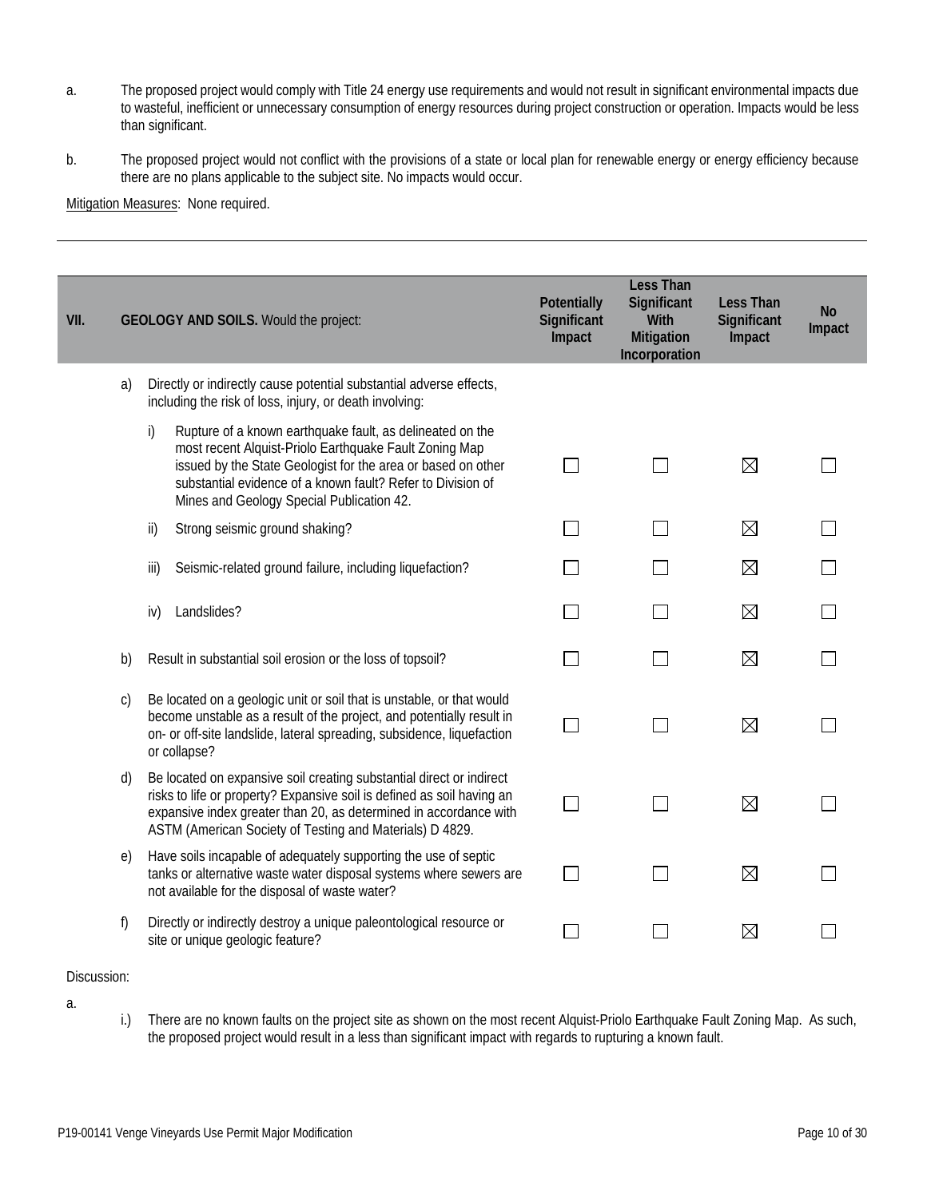a. The proposed project would comply with Title 24 energy use requirements and would not result in significant environmental impacts due to wasteful, inefficient or unnecessary consumption of energy resources during project construction or operation. Impacts would be less than significant.

b. The proposed project would not conflict with the provisions of a state or local plan for renewable energy or energy efficiency because there are no plans applicable to the subject site. No impacts would occur.

Mitigation Measures: None required.

---

| VII. | GEOLOGY AND SOILS. Would the project: | Potentially Significant Impact | Less Than Significant With Mitigation Incorporation | Less Than Significant Impact | No Impact |
|---|---|---|---|---|---|
| a) | Directly or indirectly cause potential substantial adverse effects, including the risk of loss, injury, or death involving: | | | | |
| | i) Rupture of a known earthquake fault, as delineated on the most recent Alquist-Priolo Earthquake Fault Zoning Map issued by the State Geologist for the area or based on other substantial evidence of a known fault? Refer to Division of Mines and Geology Special Publication 42. | ☐ | ☐ | ☒ | ☐ |
| | ii) Strong seismic ground shaking? | ☐ | ☐ | ☒ | ☐ |
| | iii) Seismic-related ground failure, including liquefaction? | ☐ | ☐ | ☒ | ☐ |
| | iv) Landslides? | ☐ | ☐ | ☒ | ☐ |
| b) | Result in substantial soil erosion or the loss of topsoil? | ☐ | ☐ | ☒ | ☐ |
| c) | Be located on a geologic unit or soil that is unstable, or that would become unstable as a result of the project, and potentially result in on- or off-site landslide, lateral spreading, subsidence, liquefaction or collapse? | ☐ | ☐ | ☒ | ☐ |
| d) | Be located on expansive soil creating substantial direct or indirect risks to life or property? Expansive soil is defined as soil having an expansive index greater than 20, as determined in accordance with ASTM (American Society of Testing and Materials) D 4829. | ☐ | ☐ | ☒ | ☐ |
| e) | Have soils incapable of adequately supporting the use of septic tanks or alternative waste water disposal systems where sewers are not available for the disposal of waste water? | ☐ | ☐ | ☒ | ☐ |
| f) | Directly or indirectly destroy a unique paleontological resource or site or unique geologic feature? | ☐ | ☐ | ☒ | ☐ |

Discussion:

a.

i.) There are no known faults on the project site as shown on the most recent Alquist-Priolo Earthquake Fault Zoning Map. As such, the proposed project would result in a less than significant impact with regards to rupturing a known fault.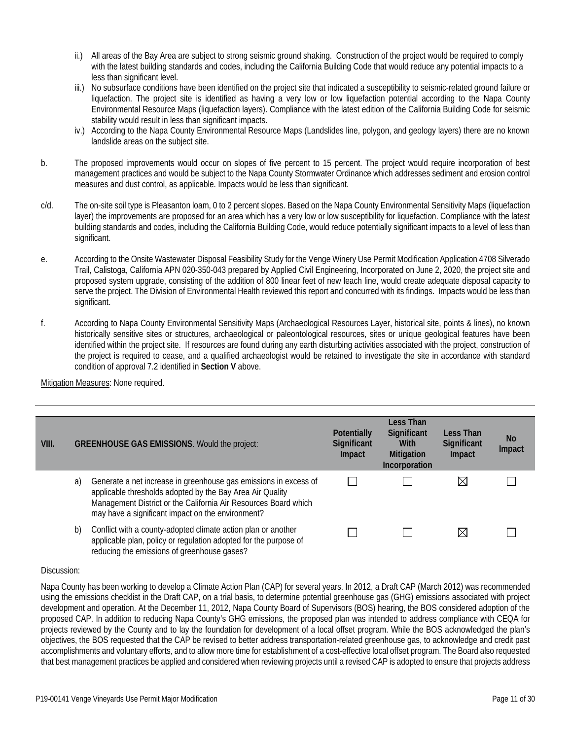ii.) All areas of the Bay Area are subject to strong seismic ground shaking. Construction of the project would be required to comply with the latest building standards and codes, including the California Building Code that would reduce any potential impacts to a less than significant level.

iii.) No subsurface conditions have been identified on the project site that indicated a susceptibility to seismic-related ground failure or liquefaction. The project site is identified as having a very low or low liquefaction potential according to the Napa County Environmental Resource Maps (liquefaction layers). Compliance with the latest edition of the California Building Code for seismic stability would result in less than significant impacts.

iv.) According to the Napa County Environmental Resource Maps (Landslides line, polygon, and geology layers) there are no known landslide areas on the subject site.

b. The proposed improvements would occur on slopes of five percent to 15 percent. The project would require incorporation of best management practices and would be subject to the Napa County Stormwater Ordinance which addresses sediment and erosion control measures and dust control, as applicable. Impacts would be less than significant.

c/d. The on-site soil type is Pleasanton loam, 0 to 2 percent slopes. Based on the Napa County Environmental Sensitivity Maps (liquefaction layer) the improvements are proposed for an area which has a very low or low susceptibility for liquefaction. Compliance with the latest building standards and codes, including the California Building Code, would reduce potentially significant impacts to a level of less than significant.

e. According to the Onsite Wastewater Disposal Feasibility Study for the Venge Winery Use Permit Modification Application 4708 Silverado Trail, Calistoga, California APN 020-350-043 prepared by Applied Civil Engineering, Incorporated on June 2, 2020, the project site and proposed system upgrade, consisting of the addition of 800 linear feet of new leach line, would create adequate disposal capacity to serve the project. The Division of Environmental Health reviewed this report and concurred with its findings. Impacts would be less than significant.

f. According to Napa County Environmental Sensitivity Maps (Archaeological Resources Layer, historical site, points & lines), no known historically sensitive sites or structures, archaeological or paleontological resources, sites or unique geological features have been identified within the project site. If resources are found during any earth disturbing activities associated with the project, construction of the project is required to cease, and a qualified archaeologist would be retained to investigate the site in accordance with standard condition of approval 7.2 identified in **Section V** above.

Mitigation Measures: None required.

| VIII. | GREENHOUSE GAS EMISSIONS. Would the project: | Potentially Significant Impact | Less Than Significant With Mitigation Incorporation | Less Than Significant Impact | No Impact |
|---|---|---|---|---|---|
| a) | Generate a net increase in greenhouse gas emissions in excess of applicable thresholds adopted by the Bay Area Air Quality Management District or the California Air Resources Board which may have a significant impact on the environment? | ☐ | ☐ | ☒ | ☐ |
| b) | Conflict with a county-adopted climate action plan or another applicable plan, policy or regulation adopted for the purpose of reducing the emissions of greenhouse gases? | ☐ | ☐ | ☒ | ☐ |

Discussion:

Napa County has been working to develop a Climate Action Plan (CAP) for several years. In 2012, a Draft CAP (March 2012) was recommended using the emissions checklist in the Draft CAP, on a trial basis, to determine potential greenhouse gas (GHG) emissions associated with project development and operation. At the December 11, 2012, Napa County Board of Supervisors (BOS) hearing, the BOS considered adoption of the proposed CAP. In addition to reducing Napa County's GHG emissions, the proposed plan was intended to address compliance with CEQA for projects reviewed by the County and to lay the foundation for development of a local offset program. While the BOS acknowledged the plan's objectives, the BOS requested that the CAP be revised to better address transportation-related greenhouse gas, to acknowledge and credit past accomplishments and voluntary efforts, and to allow more time for establishment of a cost-effective local offset program. The Board also requested that best management practices be applied and considered when reviewing projects until a revised CAP is adopted to ensure that projects address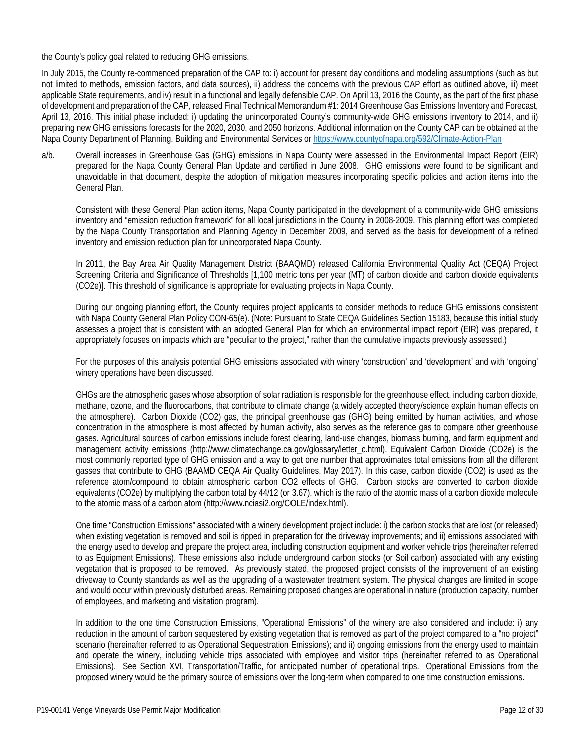the County's policy goal related to reducing GHG emissions.

In July 2015, the County re-commenced preparation of the CAP to: i) account for present day conditions and modeling assumptions (such as but not limited to methods, emission factors, and data sources), ii) address the concerns with the previous CAP effort as outlined above, iii) meet applicable State requirements, and iv) result in a functional and legally defensible CAP. On April 13, 2016 the County, as the part of the first phase of development and preparation of the CAP, released Final Technical Memorandum #1: 2014 Greenhouse Gas Emissions Inventory and Forecast, April 13, 2016. This initial phase included: i) updating the unincorporated County's community-wide GHG emissions inventory to 2014, and ii) preparing new GHG emissions forecasts for the 2020, 2030, and 2050 horizons. Additional information on the County CAP can be obtained at the Napa County Department of Planning, Building and Environmental Services or https://www.countyofnapa.org/592/Climate-Action-Plan

a/b. Overall increases in Greenhouse Gas (GHG) emissions in Napa County were assessed in the Environmental Impact Report (EIR) prepared for the Napa County General Plan Update and certified in June 2008. GHG emissions were found to be significant and unavoidable in that document, despite the adoption of mitigation measures incorporating specific policies and action items into the General Plan.

Consistent with these General Plan action items, Napa County participated in the development of a community-wide GHG emissions inventory and "emission reduction framework" for all local jurisdictions in the County in 2008-2009. This planning effort was completed by the Napa County Transportation and Planning Agency in December 2009, and served as the basis for development of a refined inventory and emission reduction plan for unincorporated Napa County.

In 2011, the Bay Area Air Quality Management District (BAAQMD) released California Environmental Quality Act (CEQA) Project Screening Criteria and Significance of Thresholds [1,100 metric tons per year (MT) of carbon dioxide and carbon dioxide equivalents ($CO_2e$)]. This threshold of significance is appropriate for evaluating projects in Napa County.

During our ongoing planning effort, the County requires project applicants to consider methods to reduce GHG emissions consistent with Napa County General Plan Policy CON-65(e). (Note: Pursuant to State CEQA Guidelines Section 15183, because this initial study assesses a project that is consistent with an adopted General Plan for which an environmental impact report (EIR) was prepared, it appropriately focuses on impacts which are "peculiar to the project," rather than the cumulative impacts previously assessed.)

For the purposes of this analysis potential GHG emissions associated with winery 'construction' and 'development' and with 'ongoing' winery operations have been discussed.

GHGs are the atmospheric gases whose absorption of solar radiation is responsible for the greenhouse effect, including carbon dioxide, methane, ozone, and the fluorocarbons, that contribute to climate change (a widely accepted theory/science explain human effects on the atmosphere). Carbon Dioxide ($CO_2$) gas, the principal greenhouse gas (GHG) being emitted by human activities, and whose concentration in the atmosphere is most affected by human activity, also serves as the reference gas to compare other greenhouse gases. Agricultural sources of carbon emissions include forest clearing, land-use changes, biomass burning, and farm equipment and management activity emissions (http://www.climatechange.ca.gov/glossary/letter_c.html). Equivalent Carbon Dioxide ($CO_2e$) is the most commonly reported type of GHG emission and a way to get one number that approximates total emissions from all the different gasses that contribute to GHG (BAAMD CEQA Air Quality Guidelines, May 2017). In this case, carbon dioxide ($CO_2$) is used as the reference atom/compound to obtain atmospheric carbon $CO_2$ effects of GHG. Carbon stocks are converted to carbon dioxide equivalents ($CO_2e$) by multiplying the carbon total by 44/12 (or 3.67), which is the ratio of the atomic mass of a carbon dioxide molecule to the atomic mass of a carbon atom (http://www.nciasi2.org/COLE/index.html).

One time "Construction Emissions" associated with a winery development project include: i) the carbon stocks that are lost (or released) when existing vegetation is removed and soil is ripped in preparation for the driveway improvements; and ii) emissions associated with the energy used to develop and prepare the project area, including construction equipment and worker vehicle trips (hereinafter referred to as Equipment Emissions). These emissions also include underground carbon stocks (or Soil carbon) associated with any existing vegetation that is proposed to be removed. As previously stated, the proposed project consists of the improvement of an existing driveway to County standards as well as the upgrading of a wastewater treatment system. The physical changes are limited in scope and would occur within previously disturbed areas. Remaining proposed changes are operational in nature (production capacity, number of employees, and marketing and visitation program).

In addition to the one time Construction Emissions, "Operational Emissions" of the winery are also considered and include: i) any reduction in the amount of carbon sequestered by existing vegetation that is removed as part of the project compared to a "no project" scenario (hereinafter referred to as Operational Sequestration Emissions); and ii) ongoing emissions from the energy used to maintain and operate the winery, including vehicle trips associated with employee and visitor trips (hereinafter referred to as Operational Emissions). See Section XVI, Transportation/Traffic, for anticipated number of operational trips. Operational Emissions from the proposed winery would be the primary source of emissions over the long-term when compared to one time construction emissions.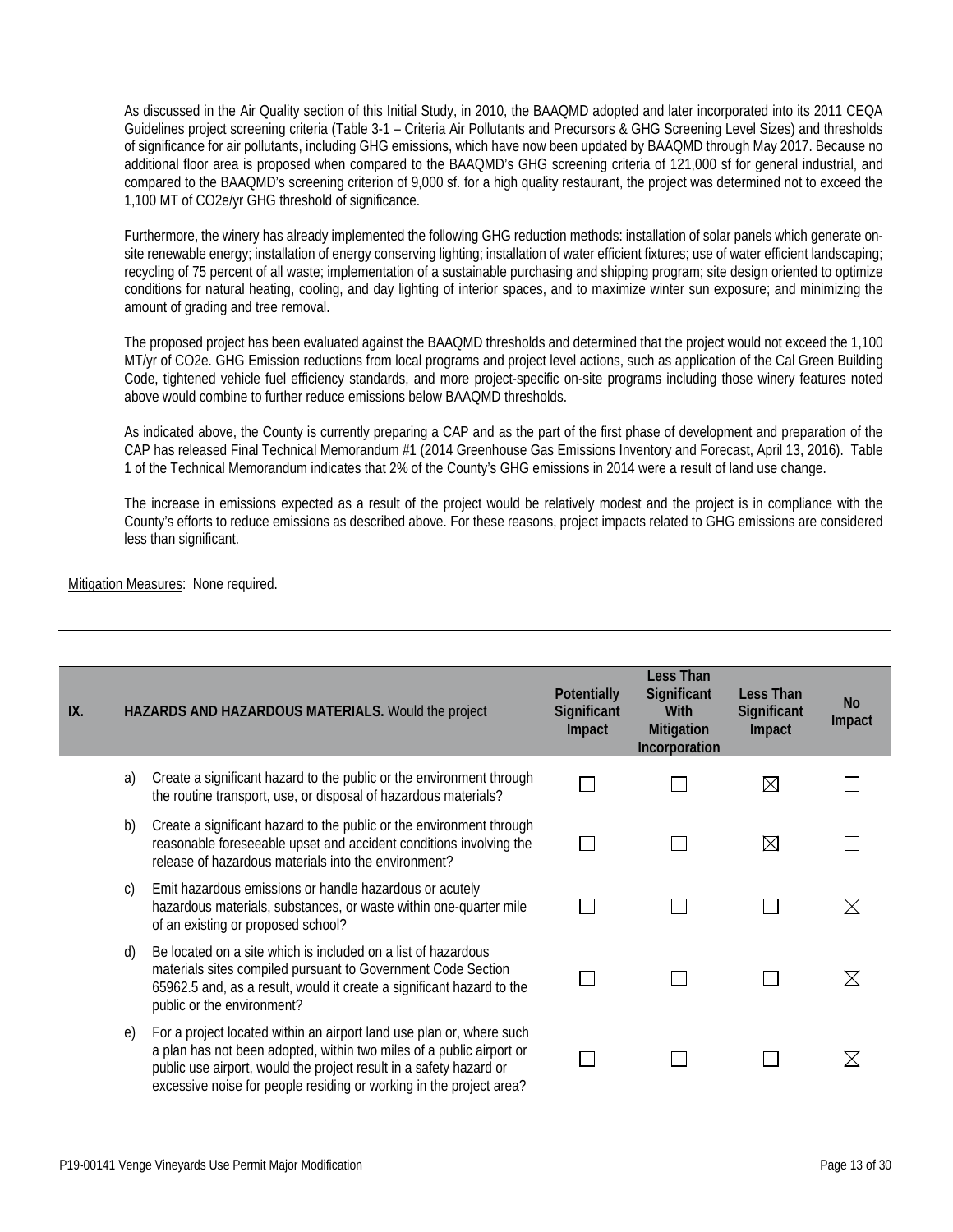As discussed in the Air Quality section of this Initial Study, in 2010, the BAAQMD adopted and later incorporated into its 2011 CEQA Guidelines project screening criteria (Table 3-1 – Criteria Air Pollutants and Precursors & GHG Screening Level Sizes) and thresholds of significance for air pollutants, including GHG emissions, which have now been updated by BAAQMD through May 2017. Because no additional floor area is proposed when compared to the BAAQMD's GHG screening criteria of 121,000 sf for general industrial, and compared to the BAAQMD's screening criterion of 9,000 sf. for a high quality restaurant, the project was determined not to exceed the 1,100 MT of CO2e/yr GHG threshold of significance.

Furthermore, the winery has already implemented the following GHG reduction methods: installation of solar panels which generate on-site renewable energy; installation of energy conserving lighting; installation of water efficient fixtures; use of water efficient landscaping; recycling of 75 percent of all waste; implementation of a sustainable purchasing and shipping program; site design oriented to optimize conditions for natural heating, cooling, and day lighting of interior spaces, and to maximize winter sun exposure; and minimizing the amount of grading and tree removal.

The proposed project has been evaluated against the BAAQMD thresholds and determined that the project would not exceed the 1,100 MT/yr of CO2e. GHG Emission reductions from local programs and project level actions, such as application of the Cal Green Building Code, tightened vehicle fuel efficiency standards, and more project-specific on-site programs including those winery features noted above would combine to further reduce emissions below BAAQMD thresholds.

As indicated above, the County is currently preparing a CAP and as the part of the first phase of development and preparation of the CAP has released Final Technical Memorandum #1 (2014 Greenhouse Gas Emissions Inventory and Forecast, April 13, 2016). Table 1 of the Technical Memorandum indicates that 2% of the County's GHG emissions in 2014 were a result of land use change.

The increase in emissions expected as a result of the project would be relatively modest and the project is in compliance with the County's efforts to reduce emissions as described above. For these reasons, project impacts related to GHG emissions are considered less than significant.

Mitigation Measures: None required.

---

| IX. | HAZARDS AND HAZARDOUS MATERIALS. Would the project | Potentially Significant Impact | Less Than Significant With Mitigation Incorporation | Less Than Significant Impact | No Impact |
|---|---|---|---|---|---|
| a) | Create a significant hazard to the public or the environment through the routine transport, use, or disposal of hazardous materials? | ☐ | ☐ | ☒ | ☐ |
| b) | Create a significant hazard to the public or the environment through reasonable foreseeable upset and accident conditions involving the release of hazardous materials into the environment? | ☐ | ☐ | ☒ | ☐ |
| c) | Emit hazardous emissions or handle hazardous or acutely hazardous materials, substances, or waste within one-quarter mile of an existing or proposed school? | ☐ | ☐ | ☐ | ☒ |
| d) | Be located on a site which is included on a list of hazardous materials sites compiled pursuant to Government Code Section 65962.5 and, as a result, would it create a significant hazard to the public or the environment? | ☐ | ☐ | ☐ | ☒ |
| e) | For a project located within an airport land use plan or, where such a plan has not been adopted, within two miles of a public airport or public use airport, would the project result in a safety hazard or excessive noise for people residing or working in the project area? | ☐ | ☐ | ☐ | ☒ |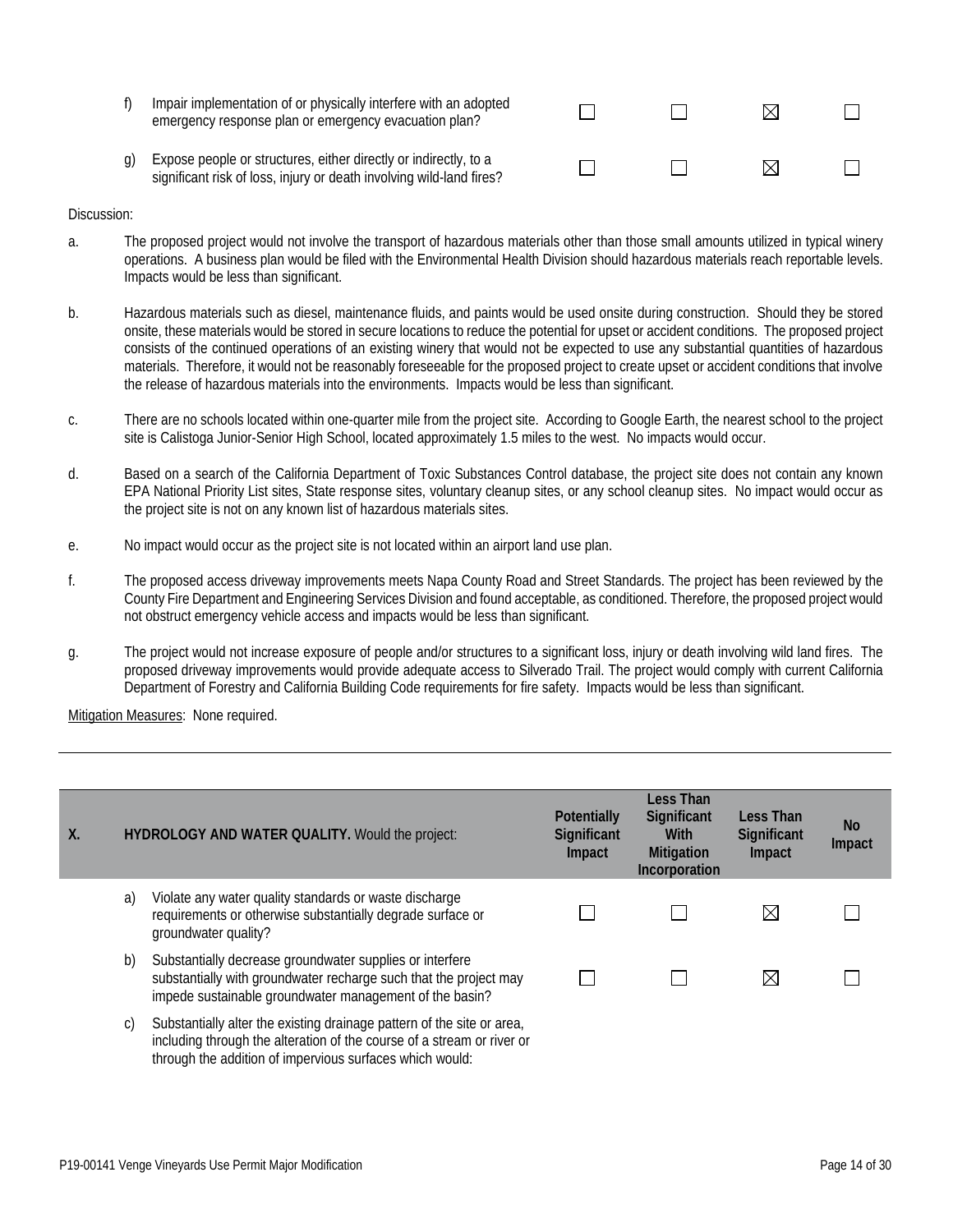| | | Potentially Significant Impact | Less Than Significant With Mitigation Incorporation | Less Than Significant Impact | No Impact |
|---|---|---|---|---|---|
| f) | Impair implementation of or physically interfere with an adopted emergency response plan or emergency evacuation plan? | ☐ | ☐ | ☒ | ☐ |
| g) | Expose people or structures, either directly or indirectly, to a significant risk of loss, injury or death involving wild-land fires? | ☐ | ☐ | ☒ | ☐ |

Discussion:

a. The proposed project would not involve the transport of hazardous materials other than those small amounts utilized in typical winery operations. A business plan would be filed with the Environmental Health Division should hazardous materials reach reportable levels. Impacts would be less than significant.

b. Hazardous materials such as diesel, maintenance fluids, and paints would be used onsite during construction. Should they be stored onsite, these materials would be stored in secure locations to reduce the potential for upset or accident conditions. The proposed project consists of the continued operations of an existing winery that would not be expected to use any substantial quantities of hazardous materials. Therefore, it would not be reasonably foreseeable for the proposed project to create upset or accident conditions that involve the release of hazardous materials into the environments. Impacts would be less than significant.

c. There are no schools located within one-quarter mile from the project site. According to Google Earth, the nearest school to the project site is Calistoga Junior-Senior High School, located approximately 1.5 miles to the west. No impacts would occur.

d. Based on a search of the California Department of Toxic Substances Control database, the project site does not contain any known EPA National Priority List sites, State response sites, voluntary cleanup sites, or any school cleanup sites. No impact would occur as the project site is not on any known list of hazardous materials sites.

e. No impact would occur as the project site is not located within an airport land use plan.

f. The proposed access driveway improvements meets Napa County Road and Street Standards. The project has been reviewed by the County Fire Department and Engineering Services Division and found acceptable, as conditioned. Therefore, the proposed project would not obstruct emergency vehicle access and impacts would be less than significant.

g. The project would not increase exposure of people and/or structures to a significant loss, injury or death involving wild land fires. The proposed driveway improvements would provide adequate access to Silverado Trail. The project would comply with current California Department of Forestry and California Building Code requirements for fire safety. Impacts would be less than significant.

Mitigation Measures: None required.

---

| X. | HYDROLOGY AND WATER QUALITY. Would the project: | Potentially Significant Impact | Less Than Significant With Mitigation Incorporation | Less Than Significant Impact | No Impact |
|---|---|---|---|---|---|
| a) | Violate any water quality standards or waste discharge requirements or otherwise substantially degrade surface or groundwater quality? | ☐ | ☐ | ☒ | ☐ |
| b) | Substantially decrease groundwater supplies or interfere substantially with groundwater recharge such that the project may impede sustainable groundwater management of the basin? | ☐ | ☐ | ☒ | ☐ |
| c) | Substantially alter the existing drainage pattern of the site or area, including through the alteration of the course of a stream or river or through the addition of impervious surfaces which would: | | | | |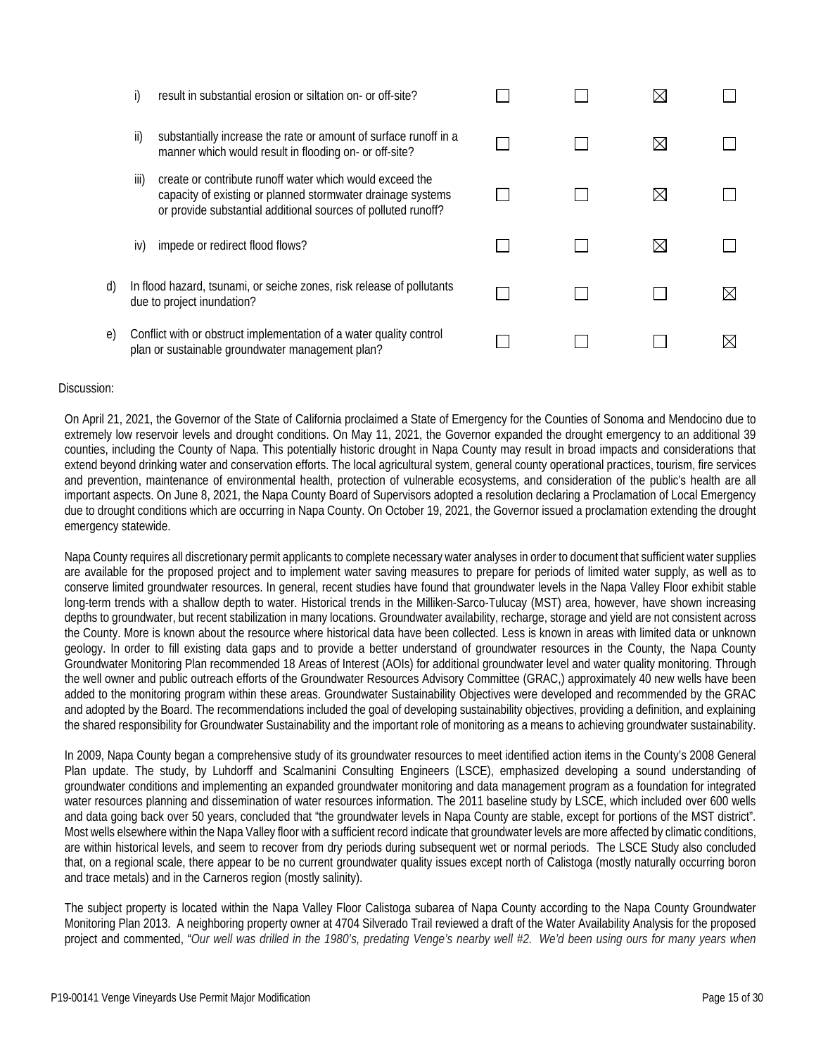| | | | | | |
|---|---|---|---|---|---|
| i) | result in substantial erosion or siltation on- or off-site? | ☐ | ☐ | ☒ | ☐ |
| ii) | substantially increase the rate or amount of surface runoff in a manner which would result in flooding on- or off-site? | ☐ | ☐ | ☒ | ☐ |
| iii) | create or contribute runoff water which would exceed the capacity of existing or planned stormwater drainage systems or provide substantial additional sources of polluted runoff? | ☐ | ☐ | ☒ | ☐ |
| iv) | impede or redirect flood flows? | ☐ | ☐ | ☒ | ☐ |
| d) | In flood hazard, tsunami, or seiche zones, risk release of pollutants due to project inundation? | ☐ | ☐ | ☐ | ☒ |
| e) | Conflict with or obstruct implementation of a water quality control plan or sustainable groundwater management plan? | ☐ | ☐ | ☐ | ☒ |

Discussion:

On April 21, 2021, the Governor of the State of California proclaimed a State of Emergency for the Counties of Sonoma and Mendocino due to extremely low reservoir levels and drought conditions. On May 11, 2021, the Governor expanded the drought emergency to an additional 39 counties, including the County of Napa. This potentially historic drought in Napa County may result in broad impacts and considerations that extend beyond drinking water and conservation efforts. The local agricultural system, general county operational practices, tourism, fire services and prevention, maintenance of environmental health, protection of vulnerable ecosystems, and consideration of the public's health are all important aspects. On June 8, 2021, the Napa County Board of Supervisors adopted a resolution declaring a Proclamation of Local Emergency due to drought conditions which are occurring in Napa County. On October 19, 2021, the Governor issued a proclamation extending the drought emergency statewide.

Napa County requires all discretionary permit applicants to complete necessary water analyses in order to document that sufficient water supplies are available for the proposed project and to implement water saving measures to prepare for periods of limited water supply, as well as to conserve limited groundwater resources. In general, recent studies have found that groundwater levels in the Napa Valley Floor exhibit stable long-term trends with a shallow depth to water. Historical trends in the Milliken-Sarco-Tulucay (MST) area, however, have shown increasing depths to groundwater, but recent stabilization in many locations. Groundwater availability, recharge, storage and yield are not consistent across the County. More is known about the resource where historical data have been collected. Less is known in areas with limited data or unknown geology. In order to fill existing data gaps and to provide a better understand of groundwater resources in the County, the Napa County Groundwater Monitoring Plan recommended 18 Areas of Interest (AOIs) for additional groundwater level and water quality monitoring. Through the well owner and public outreach efforts of the Groundwater Resources Advisory Committee (GRAC,) approximately 40 new wells have been added to the monitoring program within these areas. Groundwater Sustainability Objectives were developed and recommended by the GRAC and adopted by the Board. The recommendations included the goal of developing sustainability objectives, providing a definition, and explaining the shared responsibility for Groundwater Sustainability and the important role of monitoring as a means to achieving groundwater sustainability.

In 2009, Napa County began a comprehensive study of its groundwater resources to meet identified action items in the County's 2008 General Plan update. The study, by Luhdorff and Scalmanini Consulting Engineers (LSCE), emphasized developing a sound understanding of groundwater conditions and implementing an expanded groundwater monitoring and data management program as a foundation for integrated water resources planning and dissemination of water resources information. The 2011 baseline study by LSCE, which included over 600 wells and data going back over 50 years, concluded that "the groundwater levels in Napa County are stable, except for portions of the MST district". Most wells elsewhere within the Napa Valley floor with a sufficient record indicate that groundwater levels are more affected by climatic conditions, are within historical levels, and seem to recover from dry periods during subsequent wet or normal periods. The LSCE Study also concluded that, on a regional scale, there appear to be no current groundwater quality issues except north of Calistoga (mostly naturally occurring boron and trace metals) and in the Carneros region (mostly salinity).

The subject property is located within the Napa Valley Floor Calistoga subarea of Napa County according to the Napa County Groundwater Monitoring Plan 2013. A neighboring property owner at 4704 Silverado Trail reviewed a draft of the Water Availability Analysis for the proposed project and commented, "*Our well was drilled in the 1980's, predating Venge's nearby well #2. We'd been using ours for many years when*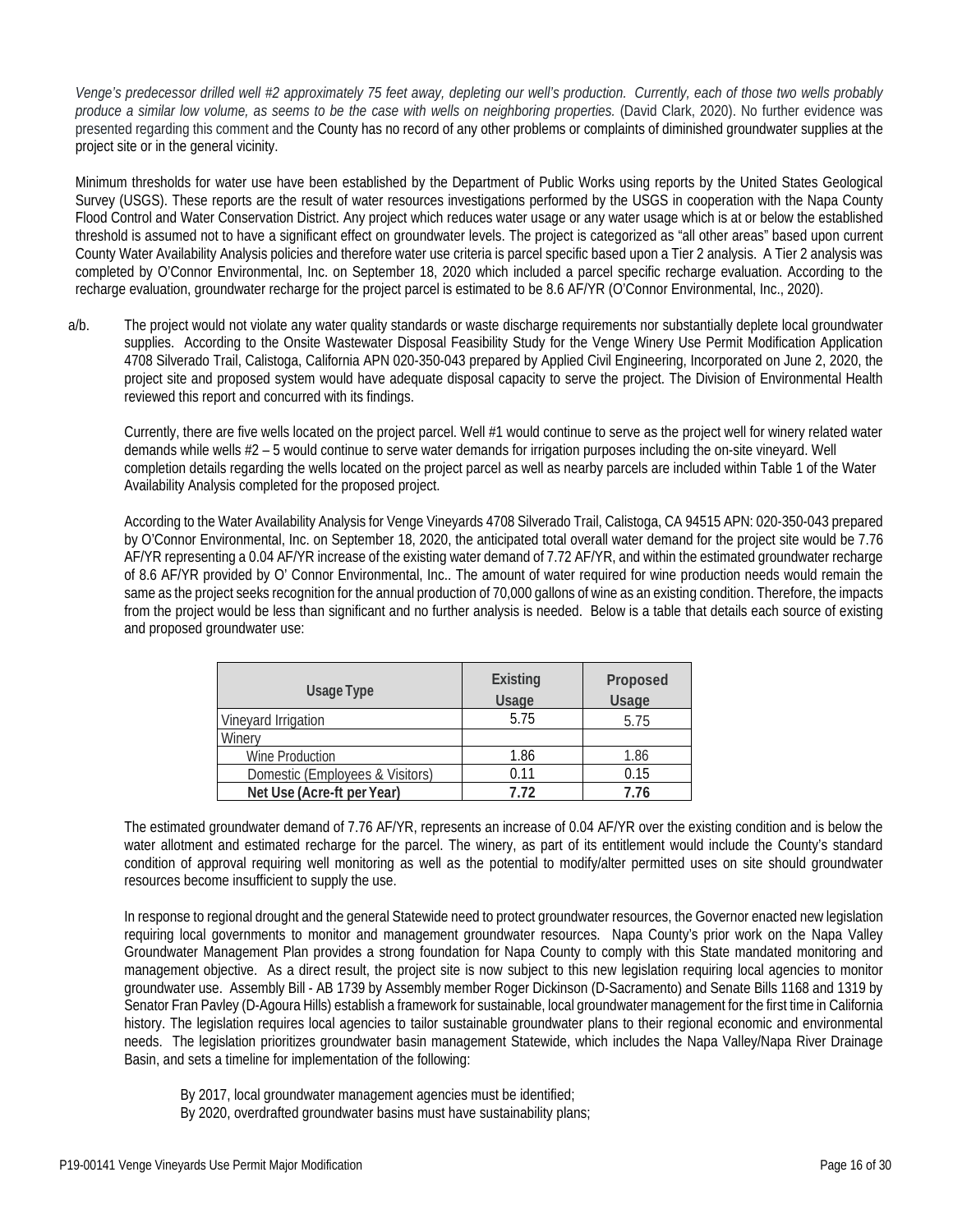*Venge's predecessor drilled well #2 approximately 75 feet away, depleting our well's production. Currently, each of those two wells probably produce a similar low volume, as seems to be the case with wells on neighboring properties.* (David Clark, 2020). No further evidence was presented regarding this comment and the County has no record of any other problems or complaints of diminished groundwater supplies at the project site or in the general vicinity.

Minimum thresholds for water use have been established by the Department of Public Works using reports by the United States Geological Survey (USGS). These reports are the result of water resources investigations performed by the USGS in cooperation with the Napa County Flood Control and Water Conservation District. Any project which reduces water usage or any water usage which is at or below the established threshold is assumed not to have a significant effect on groundwater levels. The project is categorized as "all other areas" based upon current County Water Availability Analysis policies and therefore water use criteria is parcel specific based upon a Tier 2 analysis. A Tier 2 analysis was completed by O'Connor Environmental, Inc. on September 18, 2020 which included a parcel specific recharge evaluation. According to the recharge evaluation, groundwater recharge for the project parcel is estimated to be 8.6 AF/YR (O'Connor Environmental, Inc., 2020).

a/b. The project would not violate any water quality standards or waste discharge requirements nor substantially deplete local groundwater supplies. According to the Onsite Wastewater Disposal Feasibility Study for the Venge Winery Use Permit Modification Application 4708 Silverado Trail, Calistoga, California APN 020-350-043 prepared by Applied Civil Engineering, Incorporated on June 2, 2020, the project site and proposed system would have adequate disposal capacity to serve the project. The Division of Environmental Health reviewed this report and concurred with its findings.

Currently, there are five wells located on the project parcel. Well #1 would continue to serve as the project well for winery related water demands while wells #2 – 5 would continue to serve water demands for irrigation purposes including the on-site vineyard. Well completion details regarding the wells located on the project parcel as well as nearby parcels are included within Table 1 of the Water Availability Analysis completed for the proposed project.

According to the Water Availability Analysis for Venge Vineyards 4708 Silverado Trail, Calistoga, CA 94515 APN: 020-350-043 prepared by O'Connor Environmental, Inc. on September 18, 2020, the anticipated total overall water demand for the project site would be 7.76 AF/YR representing a 0.04 AF/YR increase of the existing water demand of 7.72 AF/YR, and within the estimated groundwater recharge of 8.6 AF/YR provided by O' Connor Environmental, Inc.. The amount of water required for wine production needs would remain the same as the project seeks recognition for the annual production of 70,000 gallons of wine as an existing condition. Therefore, the impacts from the project would be less than significant and no further analysis is needed. Below is a table that details each source of existing and proposed groundwater use:

| Usage Type | Existing Usage | Proposed Usage |
|---|---|---|
| Vineyard Irrigation | 5.75 | 5.75 |
| Winery | | |
| Wine Production | 1.86 | 1.86 |
| Domestic (Employees & Visitors) | 0.11 | 0.15 |
| **Net Use (Acre-ft per Year)** | **7.72** | **7.76** |

The estimated groundwater demand of 7.76 AF/YR, represents an increase of 0.04 AF/YR over the existing condition and is below the water allotment and estimated recharge for the parcel. The winery, as part of its entitlement would include the County's standard condition of approval requiring well monitoring as well as the potential to modify/alter permitted uses on site should groundwater resources become insufficient to supply the use.

In response to regional drought and the general Statewide need to protect groundwater resources, the Governor enacted new legislation requiring local governments to monitor and management groundwater resources. Napa County's prior work on the Napa Valley Groundwater Management Plan provides a strong foundation for Napa County to comply with this State mandated monitoring and management objective. As a direct result, the project site is now subject to this new legislation requiring local agencies to monitor groundwater use. Assembly Bill - AB 1739 by Assembly member Roger Dickinson (D-Sacramento) and Senate Bills 1168 and 1319 by Senator Fran Pavley (D-Agoura Hills) establish a framework for sustainable, local groundwater management for the first time in California history. The legislation requires local agencies to tailor sustainable groundwater plans to their regional economic and environmental needs. The legislation prioritizes groundwater basin management Statewide, which includes the Napa Valley/Napa River Drainage Basin, and sets a timeline for implementation of the following:

By 2017, local groundwater management agencies must be identified;
By 2020, overdrafted groundwater basins must have sustainability plans;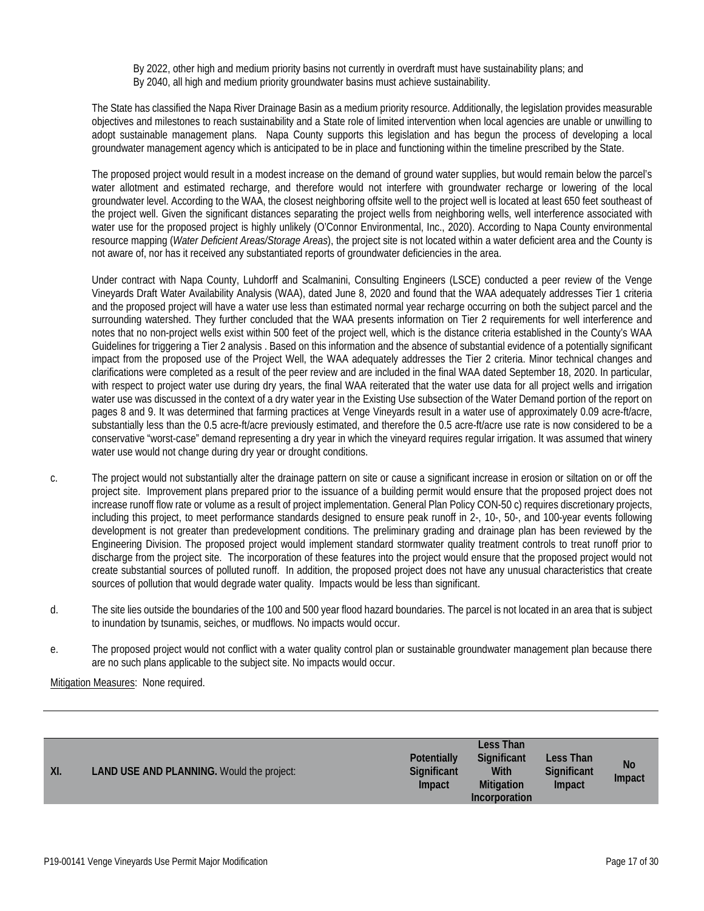By 2022, other high and medium priority basins not currently in overdraft must have sustainability plans; and
By 2040, all high and medium priority groundwater basins must achieve sustainability.

The State has classified the Napa River Drainage Basin as a medium priority resource. Additionally, the legislation provides measurable objectives and milestones to reach sustainability and a State role of limited intervention when local agencies are unable or unwilling to adopt sustainable management plans. Napa County supports this legislation and has begun the process of developing a local groundwater management agency which is anticipated to be in place and functioning within the timeline prescribed by the State.

The proposed project would result in a modest increase on the demand of ground water supplies, but would remain below the parcel's water allotment and estimated recharge, and therefore would not interfere with groundwater recharge or lowering of the local groundwater level. According to the WAA, the closest neighboring offsite well to the project well is located at least 650 feet southeast of the project well. Given the significant distances separating the project wells from neighboring wells, well interference associated with water use for the proposed project is highly unlikely (O'Connor Environmental, Inc., 2020). According to Napa County environmental resource mapping (*Water Deficient Areas/Storage Areas*), the project site is not located within a water deficient area and the County is not aware of, nor has it received any substantiated reports of groundwater deficiencies in the area.

Under contract with Napa County, Luhdorff and Scalmanini, Consulting Engineers (LSCE) conducted a peer review of the Venge Vineyards Draft Water Availability Analysis (WAA), dated June 8, 2020 and found that the WAA adequately addresses Tier 1 criteria and the proposed project will have a water use less than estimated normal year recharge occurring on both the subject parcel and the surrounding watershed. They further concluded that the WAA presents information on Tier 2 requirements for well interference and notes that no non-project wells exist within 500 feet of the project well, which is the distance criteria established in the County's WAA Guidelines for triggering a Tier 2 analysis . Based on this information and the absence of substantial evidence of a potentially significant impact from the proposed use of the Project Well, the WAA adequately addresses the Tier 2 criteria. Minor technical changes and clarifications were completed as a result of the peer review and are included in the final WAA dated September 18, 2020. In particular, with respect to project water use during dry years, the final WAA reiterated that the water use data for all project wells and irrigation water use was discussed in the context of a dry water year in the Existing Use subsection of the Water Demand portion of the report on pages 8 and 9. It was determined that farming practices at Venge Vineyards result in a water use of approximately 0.09 acre-ft/acre, substantially less than the 0.5 acre-ft/acre previously estimated, and therefore the 0.5 acre-ft/acre use rate is now considered to be a conservative "worst-case" demand representing a dry year in which the vineyard requires regular irrigation. It was assumed that winery water use would not change during dry year or drought conditions.

c. The project would not substantially alter the drainage pattern on site or cause a significant increase in erosion or siltation on or off the project site. Improvement plans prepared prior to the issuance of a building permit would ensure that the proposed project does not increase runoff flow rate or volume as a result of project implementation. General Plan Policy CON-50 c) requires discretionary projects, including this project, to meet performance standards designed to ensure peak runoff in 2-, 10-, 50-, and 100-year events following development is not greater than predevelopment conditions. The preliminary grading and drainage plan has been reviewed by the Engineering Division. The proposed project would implement standard stormwater quality treatment controls to treat runoff prior to discharge from the project site. The incorporation of these features into the project would ensure that the proposed project would not create substantial sources of polluted runoff. In addition, the proposed project does not have any unusual characteristics that create sources of pollution that would degrade water quality. Impacts would be less than significant.

d. The site lies outside the boundaries of the 100 and 500 year flood hazard boundaries. The parcel is not located in an area that is subject to inundation by tsunamis, seiches, or mudflows. No impacts would occur.

e. The proposed project would not conflict with a water quality control plan or sustainable groundwater management plan because there are no such plans applicable to the subject site. No impacts would occur.

Mitigation Measures: None required.

| XI. | **LAND USE AND PLANNING.** Would the project: | Potentially Significant Impact | Less Than Significant With Mitigation Incorporation | Less Than Significant Impact | No Impact |
|---|---|---|---|---|---|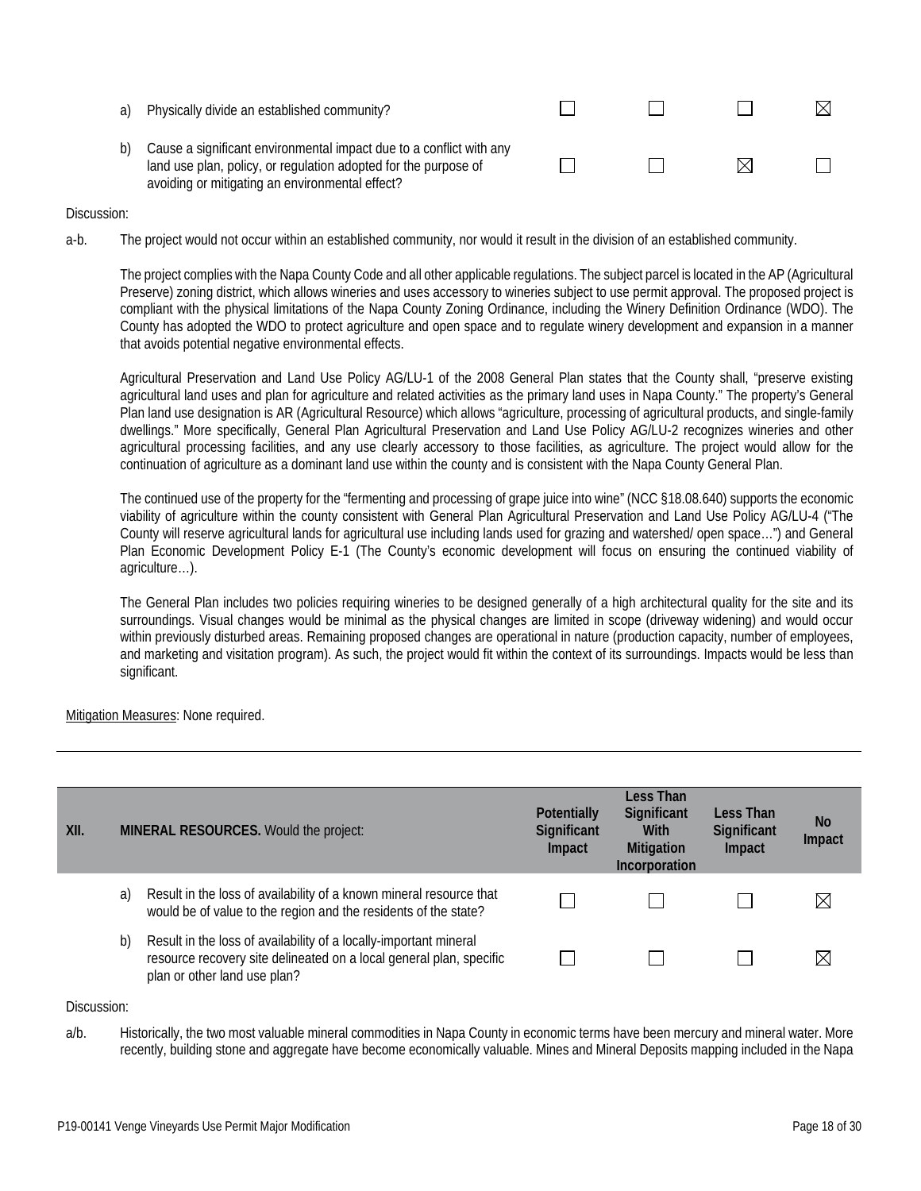| | | Potentially Significant Impact | Less Than Significant With Mitigation Incorporation | Less Than Significant Impact | No Impact |
|---|---|---|---|---|---|
| a) | Physically divide an established community? | ☐ | ☐ | ☐ | ☒ |
| b) | Cause a significant environmental impact due to a conflict with any land use plan, policy, or regulation adopted for the purpose of avoiding or mitigating an environmental effect? | ☐ | ☐ | ☒ | ☐ |

Discussion:

a-b. The project would not occur within an established community, nor would it result in the division of an established community.

The project complies with the Napa County Code and all other applicable regulations. The subject parcel is located in the AP (Agricultural Preserve) zoning district, which allows wineries and uses accessory to wineries subject to use permit approval. The proposed project is compliant with the physical limitations of the Napa County Zoning Ordinance, including the Winery Definition Ordinance (WDO). The County has adopted the WDO to protect agriculture and open space and to regulate winery development and expansion in a manner that avoids potential negative environmental effects.

Agricultural Preservation and Land Use Policy AG/LU-1 of the 2008 General Plan states that the County shall, "preserve existing agricultural land uses and plan for agriculture and related activities as the primary land uses in Napa County." The property's General Plan land use designation is AR (Agricultural Resource) which allows "agriculture, processing of agricultural products, and single-family dwellings." More specifically, General Plan Agricultural Preservation and Land Use Policy AG/LU-2 recognizes wineries and other agricultural processing facilities, and any use clearly accessory to those facilities, as agriculture. The project would allow for the continuation of agriculture as a dominant land use within the county and is consistent with the Napa County General Plan.

The continued use of the property for the "fermenting and processing of grape juice into wine" (NCC §18.08.640) supports the economic viability of agriculture within the county consistent with General Plan Agricultural Preservation and Land Use Policy AG/LU-4 ("The County will reserve agricultural lands for agricultural use including lands used for grazing and watershed/ open space…") and General Plan Economic Development Policy E-1 (The County's economic development will focus on ensuring the continued viability of agriculture…).

The General Plan includes two policies requiring wineries to be designed generally of a high architectural quality for the site and its surroundings. Visual changes would be minimal as the physical changes are limited in scope (driveway widening) and would occur within previously disturbed areas. Remaining proposed changes are operational in nature (production capacity, number of employees, and marketing and visitation program). As such, the project would fit within the context of its surroundings. Impacts would be less than significant.

Mitigation Measures: None required.

---

| XII. | **MINERAL RESOURCES.** Would the project: | Potentially Significant Impact | Less Than Significant With Mitigation Incorporation | Less Than Significant Impact | No Impact |
|---|---|---|---|---|---|
| a) | Result in the loss of availability of a known mineral resource that would be of value to the region and the residents of the state? | ☐ | ☐ | ☐ | ☒ |
| b) | Result in the loss of availability of a locally-important mineral resource recovery site delineated on a local general plan, specific plan or other land use plan? | ☐ | ☐ | ☐ | ☒ |

Discussion:

a/b. Historically, the two most valuable mineral commodities in Napa County in economic terms have been mercury and mineral water. More recently, building stone and aggregate have become economically valuable. Mines and Mineral Deposits mapping included in the Napa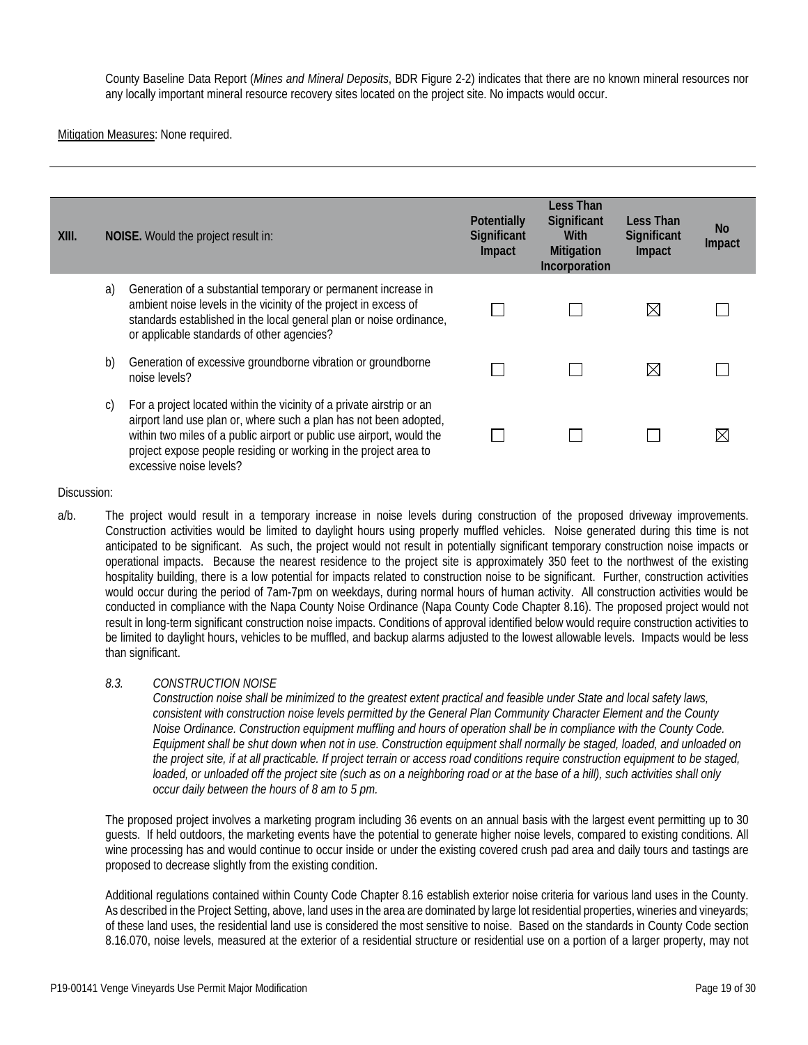County Baseline Data Report (*Mines and Mineral Deposits*, BDR Figure 2-2) indicates that there are no known mineral resources nor any locally important mineral resource recovery sites located on the project site. No impacts would occur.

Mitigation Measures: None required.

---

| XIII. | NOISE. Would the project result in: | Potentially Significant Impact | Less Than Significant With Mitigation Incorporation | Less Than Significant Impact | No Impact |
|---|---|---|---|---|---|
| a) | Generation of a substantial temporary or permanent increase in ambient noise levels in the vicinity of the project in excess of standards established in the local general plan or noise ordinance, or applicable standards of other agencies? | ☐ | ☐ | ☒ | ☐ |
| b) | Generation of excessive groundborne vibration or groundborne noise levels? | ☐ | ☐ | ☒ | ☐ |
| c) | For a project located within the vicinity of a private airstrip or an airport land use plan or, where such a plan has not been adopted, within two miles of a public airport or public use airport, would the project expose people residing or working in the project area to excessive noise levels? | ☐ | ☐ | ☐ | ☒ |

Discussion:

a/b. The project would result in a temporary increase in noise levels during construction of the proposed driveway improvements. Construction activities would be limited to daylight hours using properly muffled vehicles. Noise generated during this time is not anticipated to be significant. As such, the project would not result in potentially significant temporary construction noise impacts or operational impacts. Because the nearest residence to the project site is approximately 350 feet to the northwest of the existing hospitality building, there is a low potential for impacts related to construction noise to be significant. Further, construction activities would occur during the period of 7am-7pm on weekdays, during normal hours of human activity. All construction activities would be conducted in compliance with the Napa County Noise Ordinance (Napa County Code Chapter 8.16). The proposed project would not result in long-term significant construction noise impacts. Conditions of approval identified below would require construction activities to be limited to daylight hours, vehicles to be muffled, and backup alarms adjusted to the lowest allowable levels. Impacts would be less than significant.

*8.3. CONSTRUCTION NOISE*
*Construction noise shall be minimized to the greatest extent practical and feasible under State and local safety laws, consistent with construction noise levels permitted by the General Plan Community Character Element and the County Noise Ordinance. Construction equipment muffling and hours of operation shall be in compliance with the County Code. Equipment shall be shut down when not in use. Construction equipment shall normally be staged, loaded, and unloaded on the project site, if at all practicable. If project terrain or access road conditions require construction equipment to be staged, loaded, or unloaded off the project site (such as on a neighboring road or at the base of a hill), such activities shall only occur daily between the hours of 8 am to 5 pm.*

The proposed project involves a marketing program including 36 events on an annual basis with the largest event permitting up to 30 guests. If held outdoors, the marketing events have the potential to generate higher noise levels, compared to existing conditions. All wine processing has and would continue to occur inside or under the existing covered crush pad area and daily tours and tastings are proposed to decrease slightly from the existing condition.

Additional regulations contained within County Code Chapter 8.16 establish exterior noise criteria for various land uses in the County. As described in the Project Setting, above, land uses in the area are dominated by large lot residential properties, wineries and vineyards; of these land uses, the residential land use is considered the most sensitive to noise. Based on the standards in County Code section 8.16.070, noise levels, measured at the exterior of a residential structure or residential use on a portion of a larger property, may not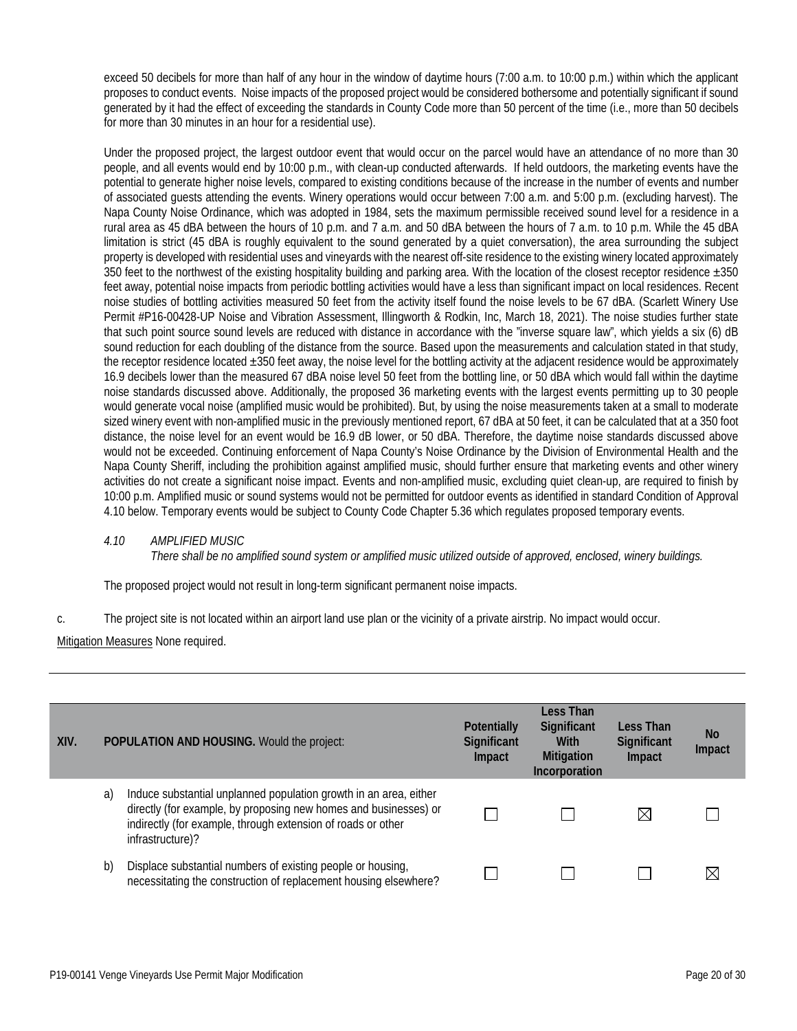exceed 50 decibels for more than half of any hour in the window of daytime hours (7:00 a.m. to 10:00 p.m.) within which the applicant proposes to conduct events. Noise impacts of the proposed project would be considered bothersome and potentially significant if sound generated by it had the effect of exceeding the standards in County Code more than 50 percent of the time (i.e., more than 50 decibels for more than 30 minutes in an hour for a residential use).

Under the proposed project, the largest outdoor event that would occur on the parcel would have an attendance of no more than 30 people, and all events would end by 10:00 p.m., with clean-up conducted afterwards. If held outdoors, the marketing events have the potential to generate higher noise levels, compared to existing conditions because of the increase in the number of events and number of associated guests attending the events. Winery operations would occur between 7:00 a.m. and 5:00 p.m. (excluding harvest). The Napa County Noise Ordinance, which was adopted in 1984, sets the maximum permissible received sound level for a residence in a rural area as 45 dBA between the hours of 10 p.m. and 7 a.m. and 50 dBA between the hours of 7 a.m. to 10 p.m. While the 45 dBA limitation is strict (45 dBA is roughly equivalent to the sound generated by a quiet conversation), the area surrounding the subject property is developed with residential uses and vineyards with the nearest off-site residence to the existing winery located approximately 350 feet to the northwest of the existing hospitality building and parking area. With the location of the closest receptor residence ±350 feet away, potential noise impacts from periodic bottling activities would have a less than significant impact on local residences. Recent noise studies of bottling activities measured 50 feet from the activity itself found the noise levels to be 67 dBA. (Scarlett Winery Use Permit #P16-00428-UP Noise and Vibration Assessment, Illingworth & Rodkin, Inc, March 18, 2021). The noise studies further state that such point source sound levels are reduced with distance in accordance with the "inverse square law", which yields a six (6) dB sound reduction for each doubling of the distance from the source. Based upon the measurements and calculation stated in that study, the receptor residence located ±350 feet away, the noise level for the bottling activity at the adjacent residence would be approximately 16.9 decibels lower than the measured 67 dBA noise level 50 feet from the bottling line, or 50 dBA which would fall within the daytime noise standards discussed above. Additionally, the proposed 36 marketing events with the largest events permitting up to 30 people would generate vocal noise (amplified music would be prohibited). But, by using the noise measurements taken at a small to moderate sized winery event with non-amplified music in the previously mentioned report, 67 dBA at 50 feet, it can be calculated that at a 350 foot distance, the noise level for an event would be 16.9 dB lower, or 50 dBA. Therefore, the daytime noise standards discussed above would not be exceeded. Continuing enforcement of Napa County's Noise Ordinance by the Division of Environmental Health and the Napa County Sheriff, including the prohibition against amplified music, should further ensure that marketing events and other winery activities do not create a significant noise impact. Events and non-amplified music, excluding quiet clean-up, are required to finish by 10:00 p.m. Amplified music or sound systems would not be permitted for outdoor events as identified in standard Condition of Approval 4.10 below. Temporary events would be subject to County Code Chapter 5.36 which regulates proposed temporary events.

*4.10 AMPLIFIED MUSIC*
*There shall be no amplified sound system or amplified music utilized outside of approved, enclosed, winery buildings.*

The proposed project would not result in long-term significant permanent noise impacts.

c. The project site is not located within an airport land use plan or the vicinity of a private airstrip. No impact would occur.

Mitigation Measures None required.

---

| XIV. | POPULATION AND HOUSING. Would the project: | Potentially Significant Impact | Less Than Significant With Mitigation Incorporation | Less Than Significant Impact | No Impact |
|---|---|---|---|---|---|
| a) | Induce substantial unplanned population growth in an area, either directly (for example, by proposing new homes and businesses) or indirectly (for example, through extension of roads or other infrastructure)? | ☐ | ☐ | ☒ | ☐ |
| b) | Displace substantial numbers of existing people or housing, necessitating the construction of replacement housing elsewhere? | ☐ | ☐ | ☐ | ☒ |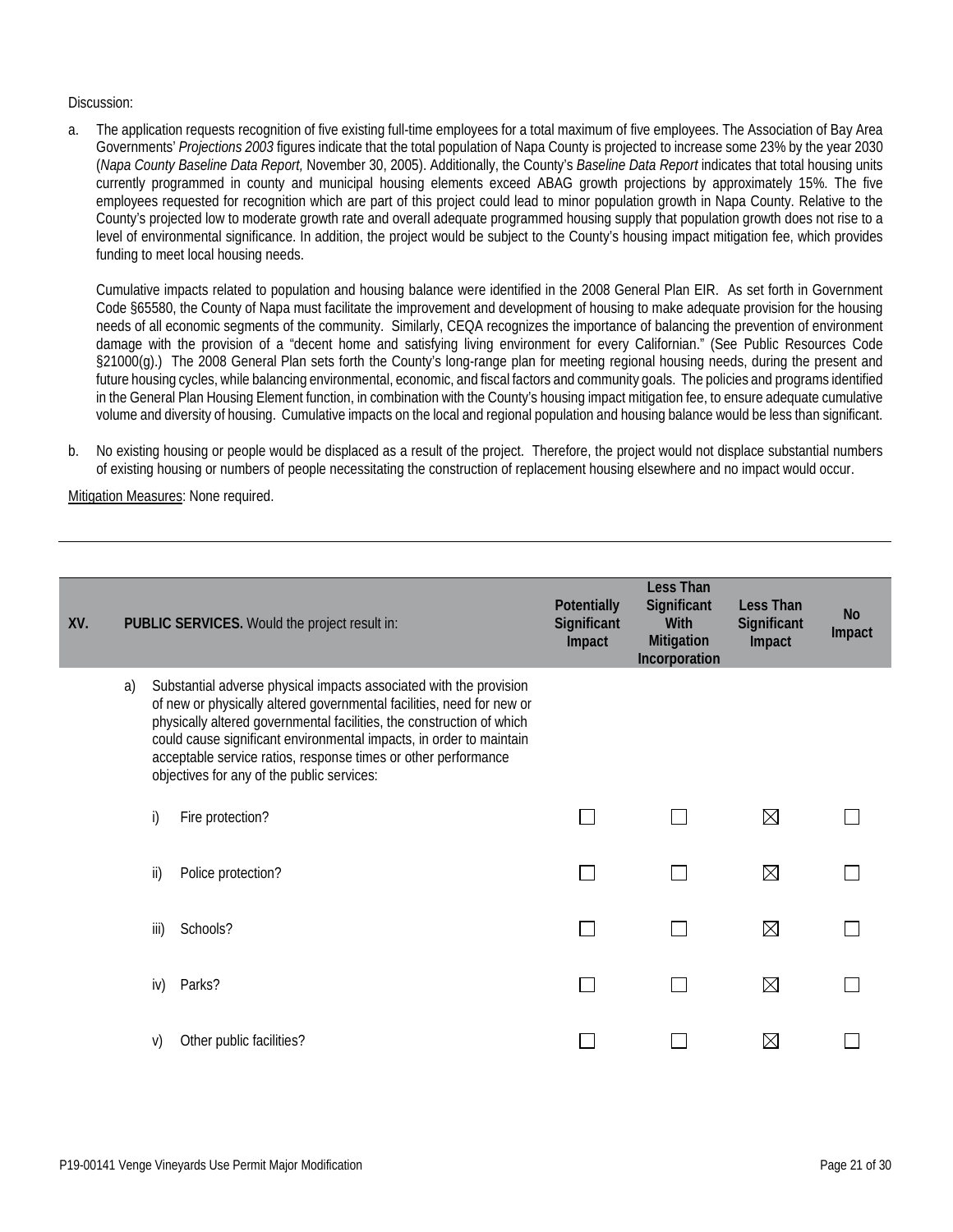Discussion:

a. The application requests recognition of five existing full-time employees for a total maximum of five employees. The Association of Bay Area Governments' *Projections 2003* figures indicate that the total population of Napa County is projected to increase some 23% by the year 2030 (*Napa County Baseline Data Report,* November 30, 2005). Additionally, the County's *Baseline Data Report* indicates that total housing units currently programmed in county and municipal housing elements exceed ABAG growth projections by approximately 15%. The five employees requested for recognition which are part of this project could lead to minor population growth in Napa County. Relative to the County's projected low to moderate growth rate and overall adequate programmed housing supply that population growth does not rise to a level of environmental significance. In addition, the project would be subject to the County's housing impact mitigation fee, which provides funding to meet local housing needs.

   Cumulative impacts related to population and housing balance were identified in the 2008 General Plan EIR. As set forth in Government Code §65580, the County of Napa must facilitate the improvement and development of housing to make adequate provision for the housing needs of all economic segments of the community. Similarly, CEQA recognizes the importance of balancing the prevention of environment damage with the provision of a "decent home and satisfying living environment for every Californian." (See Public Resources Code §21000(g).) The 2008 General Plan sets forth the County's long-range plan for meeting regional housing needs, during the present and future housing cycles, while balancing environmental, economic, and fiscal factors and community goals. The policies and programs identified in the General Plan Housing Element function, in combination with the County's housing impact mitigation fee, to ensure adequate cumulative volume and diversity of housing. Cumulative impacts on the local and regional population and housing balance would be less than significant.

b. No existing housing or people would be displaced as a result of the project. Therefore, the project would not displace substantial numbers of existing housing or numbers of people necessitating the construction of replacement housing elsewhere and no impact would occur.

Mitigation Measures: None required.

---

| XV. | PUBLIC SERVICES. Would the project result in: | Potentially Significant Impact | Less Than Significant With Mitigation Incorporation | Less Than Significant Impact | No Impact |
|---|---|---|---|---|---|
| | a) Substantial adverse physical impacts associated with the provision of new or physically altered governmental facilities, need for new or physically altered governmental facilities, the construction of which could cause significant environmental impacts, in order to maintain acceptable service ratios, response times or other performance objectives for any of the public services: | | | | |
| | i) Fire protection? | ☐ | ☐ | ☒ | ☐ |
| | ii) Police protection? | ☐ | ☐ | ☒ | ☐ |
| | iii) Schools? | ☐ | ☐ | ☒ | ☐ |
| | iv) Parks? | ☐ | ☐ | ☒ | ☐ |
| | v) Other public facilities? | ☐ | ☐ | ☒ | ☐ |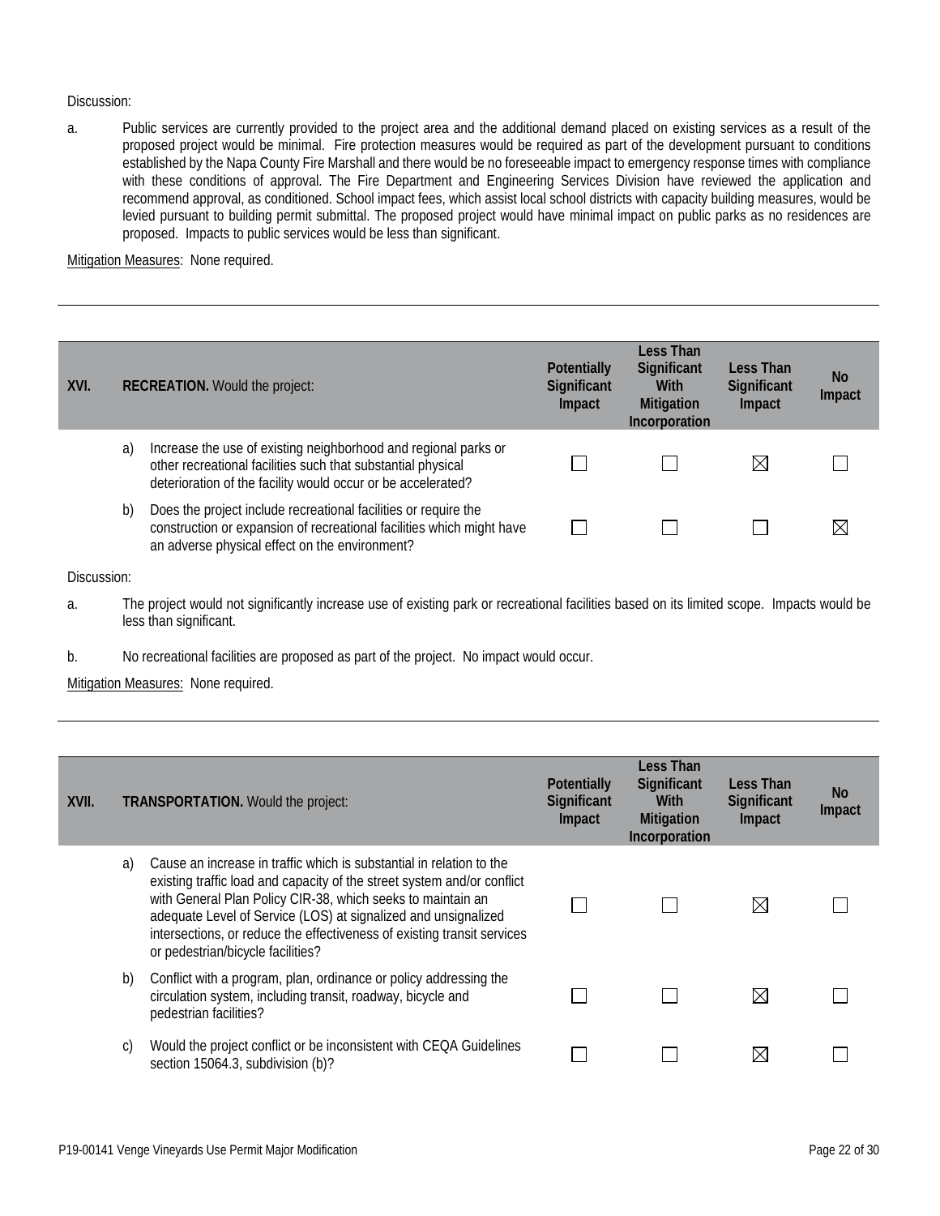Discussion:

a. Public services are currently provided to the project area and the additional demand placed on existing services as a result of the proposed project would be minimal. Fire protection measures would be required as part of the development pursuant to conditions established by the Napa County Fire Marshall and there would be no foreseeable impact to emergency response times with compliance with these conditions of approval. The Fire Department and Engineering Services Division have reviewed the application and recommend approval, as conditioned. School impact fees, which assist local school districts with capacity building measures, would be levied pursuant to building permit submittal. The proposed project would have minimal impact on public parks as no residences are proposed. Impacts to public services would be less than significant.

Mitigation Measures: None required.

---

| XVI. | RECREATION. Would the project: | Potentially Significant Impact | Less Than Significant With Mitigation Incorporation | Less Than Significant Impact | No Impact |
|---|---|---|---|---|---|
| a) | Increase the use of existing neighborhood and regional parks or other recreational facilities such that substantial physical deterioration of the facility would occur or be accelerated? | ☐ | ☐ | ☒ | ☐ |
| b) | Does the project include recreational facilities or require the construction or expansion of recreational facilities which might have an adverse physical effect on the environment? | ☐ | ☐ | ☐ | ☒ |

Discussion:

a. The project would not significantly increase use of existing park or recreational facilities based on its limited scope. Impacts would be less than significant.

b. No recreational facilities are proposed as part of the project. No impact would occur.

Mitigation Measures: None required.

---

| XVII. | TRANSPORTATION. Would the project: | Potentially Significant Impact | Less Than Significant With Mitigation Incorporation | Less Than Significant Impact | No Impact |
|---|---|---|---|---|---|
| a) | Cause an increase in traffic which is substantial in relation to the existing traffic load and capacity of the street system and/or conflict with General Plan Policy CIR-38, which seeks to maintain an adequate Level of Service (LOS) at signalized and unsignalized intersections, or reduce the effectiveness of existing transit services or pedestrian/bicycle facilities? | ☐ | ☐ | ☒ | ☐ |
| b) | Conflict with a program, plan, ordinance or policy addressing the circulation system, including transit, roadway, bicycle and pedestrian facilities? | ☐ | ☐ | ☒ | ☐ |
| c) | Would the project conflict or be inconsistent with CEQA Guidelines section 15064.3, subdivision (b)? | ☐ | ☐ | ☒ | ☐ |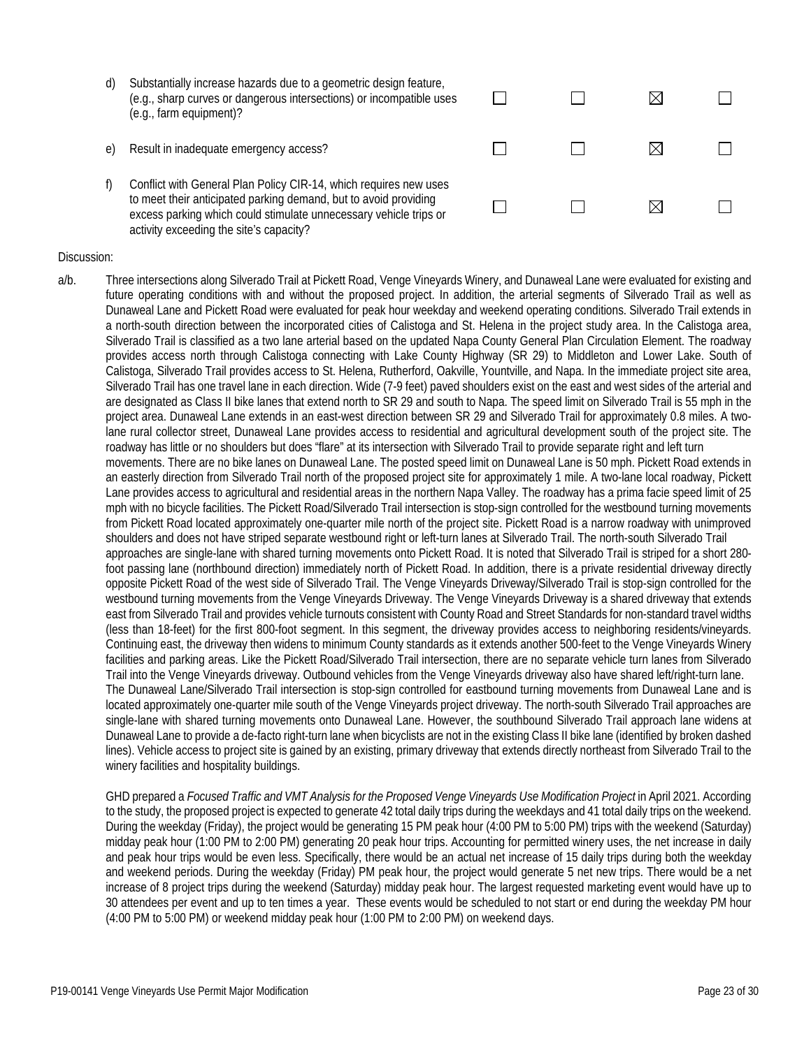| | | | | | |
|---|---|---|---|---|---|
| d) | Substantially increase hazards due to a geometric design feature, (e.g., sharp curves or dangerous intersections) or incompatible uses (e.g., farm equipment)? | ☐ | ☐ | ☒ | ☐ |
| e) | Result in inadequate emergency access? | ☐ | ☐ | ☒ | ☐ |
| f) | Conflict with General Plan Policy CIR-14, which requires new uses to meet their anticipated parking demand, but to avoid providing excess parking which could stimulate unnecessary vehicle trips or activity exceeding the site's capacity? | ☐ | ☐ | ☒ | ☐ |

Discussion:

a/b. Three intersections along Silverado Trail at Pickett Road, Venge Vineyards Winery, and Dunaweal Lane were evaluated for existing and future operating conditions with and without the proposed project. In addition, the arterial segments of Silverado Trail as well as Dunaweal Lane and Pickett Road were evaluated for peak hour weekday and weekend operating conditions. Silverado Trail extends in a north-south direction between the incorporated cities of Calistoga and St. Helena in the project study area. In the Calistoga area, Silverado Trail is classified as a two lane arterial based on the updated Napa County General Plan Circulation Element. The roadway provides access north through Calistoga connecting with Lake County Highway (SR 29) to Middleton and Lower Lake. South of Calistoga, Silverado Trail provides access to St. Helena, Rutherford, Oakville, Yountville, and Napa. In the immediate project site area, Silverado Trail has one travel lane in each direction. Wide (7-9 feet) paved shoulders exist on the east and west sides of the arterial and are designated as Class II bike lanes that extend north to SR 29 and south to Napa. The speed limit on Silverado Trail is 55 mph in the project area. Dunaweal Lane extends in an east-west direction between SR 29 and Silverado Trail for approximately 0.8 miles. A two-lane rural collector street, Dunaweal Lane provides access to residential and agricultural development south of the project site. The roadway has little or no shoulders but does "flare" at its intersection with Silverado Trail to provide separate right and left turn movements. There are no bike lanes on Dunaweal Lane. The posted speed limit on Dunaweal Lane is 50 mph. Pickett Road extends in an easterly direction from Silverado Trail north of the proposed project site for approximately 1 mile. A two-lane local roadway, Pickett Lane provides access to agricultural and residential areas in the northern Napa Valley. The roadway has a prima facie speed limit of 25 mph with no bicycle facilities. The Pickett Road/Silverado Trail intersection is stop-sign controlled for the westbound turning movements from Pickett Road located approximately one-quarter mile north of the project site. Pickett Road is a narrow roadway with unimproved shoulders and does not have striped separate westbound right or left-turn lanes at Silverado Trail. The north-south Silverado Trail approaches are single-lane with shared turning movements onto Pickett Road. It is noted that Silverado Trail is striped for a short 280-foot passing lane (northbound direction) immediately north of Pickett Road. In addition, there is a private residential driveway directly opposite Pickett Road of the west side of Silverado Trail. The Venge Vineyards Driveway/Silverado Trail is stop-sign controlled for the westbound turning movements from the Venge Vineyards Driveway. The Venge Vineyards Driveway is a shared driveway that extends east from Silverado Trail and provides vehicle turnouts consistent with County Road and Street Standards for non-standard travel widths (less than 18-feet) for the first 800-foot segment. In this segment, the driveway provides access to neighboring residents/vineyards. Continuing east, the driveway then widens to minimum County standards as it extends another 500-feet to the Venge Vineyards Winery facilities and parking areas. Like the Pickett Road/Silverado Trail intersection, there are no separate vehicle turn lanes from Silverado Trail into the Venge Vineyards driveway. Outbound vehicles from the Venge Vineyards driveway also have shared left/right-turn lane. The Dunaweal Lane/Silverado Trail intersection is stop-sign controlled for eastbound turning movements from Dunaweal Lane and is located approximately one-quarter mile south of the Venge Vineyards project driveway. The north-south Silverado Trail approaches are single-lane with shared turning movements onto Dunaweal Lane. However, the southbound Silverado Trail approach lane widens at Dunaweal Lane to provide a de-facto right-turn lane when bicyclists are not in the existing Class II bike lane (identified by broken dashed lines). Vehicle access to project site is gained by an existing, primary driveway that extends directly northeast from Silverado Trail to the winery facilities and hospitality buildings.

GHD prepared a *Focused Traffic and VMT Analysis for the Proposed Venge Vineyards Use Modification Project* in April 2021. According to the study, the proposed project is expected to generate 42 total daily trips during the weekdays and 41 total daily trips on the weekend. During the weekday (Friday), the project would be generating 15 PM peak hour (4:00 PM to 5:00 PM) trips with the weekend (Saturday) midday peak hour (1:00 PM to 2:00 PM) generating 20 peak hour trips. Accounting for permitted winery uses, the net increase in daily and peak hour trips would be even less. Specifically, there would be an actual net increase of 15 daily trips during both the weekday and weekend periods. During the weekday (Friday) PM peak hour, the project would generate 5 net new trips. There would be a net increase of 8 project trips during the weekend (Saturday) midday peak hour. The largest requested marketing event would have up to 30 attendees per event and up to ten times a year. These events would be scheduled to not start or end during the weekday PM hour (4:00 PM to 5:00 PM) or weekend midday peak hour (1:00 PM to 2:00 PM) on weekend days.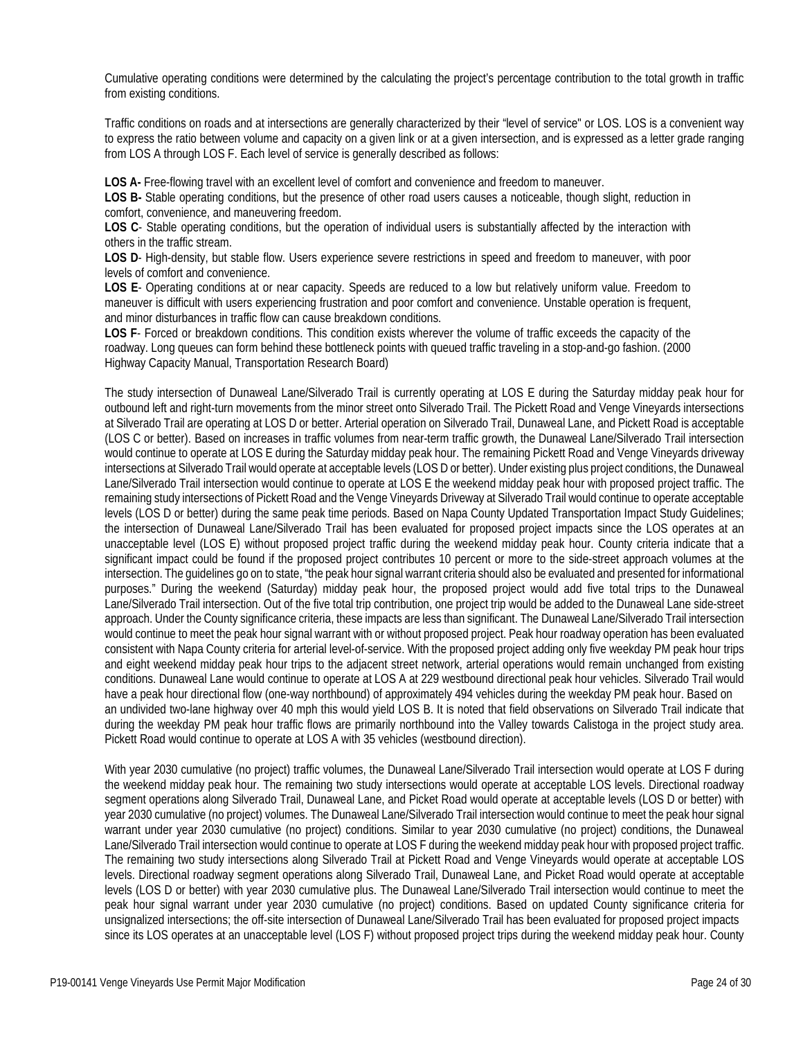Cumulative operating conditions were determined by the calculating the project's percentage contribution to the total growth in traffic from existing conditions.

Traffic conditions on roads and at intersections are generally characterized by their "level of service" or LOS. LOS is a convenient way to express the ratio between volume and capacity on a given link or at a given intersection, and is expressed as a letter grade ranging from LOS A through LOS F. Each level of service is generally described as follows:

**LOS A-** Free-flowing travel with an excellent level of comfort and convenience and freedom to maneuver.
**LOS B-** Stable operating conditions, but the presence of other road users causes a noticeable, though slight, reduction in comfort, convenience, and maneuvering freedom.
**LOS C**- Stable operating conditions, but the operation of individual users is substantially affected by the interaction with others in the traffic stream.
**LOS D**- High-density, but stable flow. Users experience severe restrictions in speed and freedom to maneuver, with poor levels of comfort and convenience.
**LOS E**- Operating conditions at or near capacity. Speeds are reduced to a low but relatively uniform value. Freedom to maneuver is difficult with users experiencing frustration and poor comfort and convenience. Unstable operation is frequent, and minor disturbances in traffic flow can cause breakdown conditions.
**LOS F**- Forced or breakdown conditions. This condition exists wherever the volume of traffic exceeds the capacity of the roadway. Long queues can form behind these bottleneck points with queued traffic traveling in a stop-and-go fashion. (2000 Highway Capacity Manual, Transportation Research Board)

The study intersection of Dunaweal Lane/Silverado Trail is currently operating at LOS E during the Saturday midday peak hour for outbound left and right-turn movements from the minor street onto Silverado Trail. The Pickett Road and Venge Vineyards intersections at Silverado Trail are operating at LOS D or better. Arterial operation on Silverado Trail, Dunaweal Lane, and Pickett Road is acceptable (LOS C or better). Based on increases in traffic volumes from near-term traffic growth, the Dunaweal Lane/Silverado Trail intersection would continue to operate at LOS E during the Saturday midday peak hour. The remaining Pickett Road and Venge Vineyards driveway intersections at Silverado Trail would operate at acceptable levels (LOS D or better). Under existing plus project conditions, the Dunaweal Lane/Silverado Trail intersection would continue to operate at LOS E the weekend midday peak hour with proposed project traffic. The remaining study intersections of Pickett Road and the Venge Vineyards Driveway at Silverado Trail would continue to operate acceptable levels (LOS D or better) during the same peak time periods. Based on Napa County Updated Transportation Impact Study Guidelines; the intersection of Dunaweal Lane/Silverado Trail has been evaluated for proposed project impacts since the LOS operates at an unacceptable level (LOS E) without proposed project traffic during the weekend midday peak hour. County criteria indicate that a significant impact could be found if the proposed project contributes 10 percent or more to the side-street approach volumes at the intersection. The guidelines go on to state, "the peak hour signal warrant criteria should also be evaluated and presented for informational purposes." During the weekend (Saturday) midday peak hour, the proposed project would add five total trips to the Dunaweal Lane/Silverado Trail intersection. Out of the five total trip contribution, one project trip would be added to the Dunaweal Lane side-street approach. Under the County significance criteria, these impacts are less than significant. The Dunaweal Lane/Silverado Trail intersection would continue to meet the peak hour signal warrant with or without proposed project. Peak hour roadway operation has been evaluated consistent with Napa County criteria for arterial level-of-service. With the proposed project adding only five weekday PM peak hour trips and eight weekend midday peak hour trips to the adjacent street network, arterial operations would remain unchanged from existing conditions. Dunaweal Lane would continue to operate at LOS A at 229 westbound directional peak hour vehicles. Silverado Trail would have a peak hour directional flow (one-way northbound) of approximately 494 vehicles during the weekday PM peak hour. Based on an undivided two-lane highway over 40 mph this would yield LOS B. It is noted that field observations on Silverado Trail indicate that during the weekday PM peak hour traffic flows are primarily northbound into the Valley towards Calistoga in the project study area. Pickett Road would continue to operate at LOS A with 35 vehicles (westbound direction).

With year 2030 cumulative (no project) traffic volumes, the Dunaweal Lane/Silverado Trail intersection would operate at LOS F during the weekend midday peak hour. The remaining two study intersections would operate at acceptable LOS levels. Directional roadway segment operations along Silverado Trail, Dunaweal Lane, and Picket Road would operate at acceptable levels (LOS D or better) with year 2030 cumulative (no project) volumes. The Dunaweal Lane/Silverado Trail intersection would continue to meet the peak hour signal warrant under year 2030 cumulative (no project) conditions. Similar to year 2030 cumulative (no project) conditions, the Dunaweal Lane/Silverado Trail intersection would continue to operate at LOS F during the weekend midday peak hour with proposed project traffic. The remaining two study intersections along Silverado Trail at Pickett Road and Venge Vineyards would operate at acceptable LOS levels. Directional roadway segment operations along Silverado Trail, Dunaweal Lane, and Picket Road would operate at acceptable levels (LOS D or better) with year 2030 cumulative plus. The Dunaweal Lane/Silverado Trail intersection would continue to meet the peak hour signal warrant under year 2030 cumulative (no project) conditions. Based on updated County significance criteria for unsignalized intersections; the off-site intersection of Dunaweal Lane/Silverado Trail has been evaluated for proposed project impacts since its LOS operates at an unacceptable level (LOS F) without proposed project trips during the weekend midday peak hour. County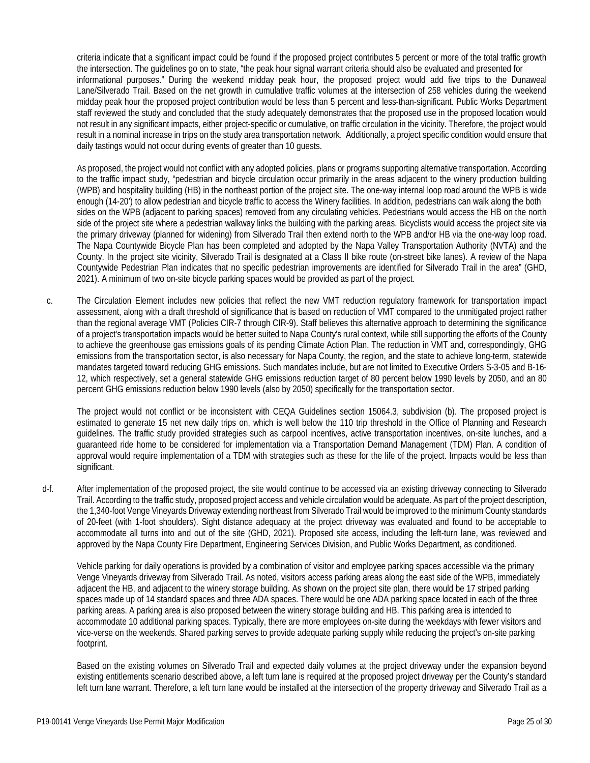criteria indicate that a significant impact could be found if the proposed project contributes 5 percent or more of the total traffic growth the intersection. The guidelines go on to state, "the peak hour signal warrant criteria should also be evaluated and presented for informational purposes." During the weekend midday peak hour, the proposed project would add five trips to the Dunaweal Lane/Silverado Trail. Based on the net growth in cumulative traffic volumes at the intersection of 258 vehicles during the weekend midday peak hour the proposed project contribution would be less than 5 percent and less-than-significant. Public Works Department staff reviewed the study and concluded that the study adequately demonstrates that the proposed use in the proposed location would not result in any significant impacts, either project-specific or cumulative, on traffic circulation in the vicinity. Therefore, the project would result in a nominal increase in trips on the study area transportation network. Additionally, a project specific condition would ensure that daily tastings would not occur during events of greater than 10 guests.

As proposed, the project would not conflict with any adopted policies, plans or programs supporting alternative transportation. According to the traffic impact study, "pedestrian and bicycle circulation occur primarily in the areas adjacent to the winery production building (WPB) and hospitality building (HB) in the northeast portion of the project site. The one-way internal loop road around the WPB is wide enough (14-20') to allow pedestrian and bicycle traffic to access the Winery facilities. In addition, pedestrians can walk along the both sides on the WPB (adjacent to parking spaces) removed from any circulating vehicles. Pedestrians would access the HB on the north side of the project site where a pedestrian walkway links the building with the parking areas. Bicyclists would access the project site via the primary driveway (planned for widening) from Silverado Trail then extend north to the WPB and/or HB via the one-way loop road. The Napa Countywide Bicycle Plan has been completed and adopted by the Napa Valley Transportation Authority (NVTA) and the County. In the project site vicinity, Silverado Trail is designated at a Class II bike route (on-street bike lanes). A review of the Napa Countywide Pedestrian Plan indicates that no specific pedestrian improvements are identified for Silverado Trail in the area" (GHD, 2021). A minimum of two on-site bicycle parking spaces would be provided as part of the project.

c. The Circulation Element includes new policies that reflect the new VMT reduction regulatory framework for transportation impact assessment, along with a draft threshold of significance that is based on reduction of VMT compared to the unmitigated project rather than the regional average VMT (Policies CIR-7 through CIR-9). Staff believes this alternative approach to determining the significance of a project's transportation impacts would be better suited to Napa County's rural context, while still supporting the efforts of the County to achieve the greenhouse gas emissions goals of its pending Climate Action Plan. The reduction in VMT and, correspondingly, GHG emissions from the transportation sector, is also necessary for Napa County, the region, and the state to achieve long-term, statewide mandates targeted toward reducing GHG emissions. Such mandates include, but are not limited to Executive Orders S-3-05 and B-16-12, which respectively, set a general statewide GHG emissions reduction target of 80 percent below 1990 levels by 2050, and an 80 percent GHG emissions reduction below 1990 levels (also by 2050) specifically for the transportation sector.

The project would not conflict or be inconsistent with CEQA Guidelines section 15064.3, subdivision (b). The proposed project is estimated to generate 15 net new daily trips on, which is well below the 110 trip threshold in the Office of Planning and Research guidelines. The traffic study provided strategies such as carpool incentives, active transportation incentives, on-site lunches, and a guaranteed ride home to be considered for implementation via a Transportation Demand Management (TDM) Plan. A condition of approval would require implementation of a TDM with strategies such as these for the life of the project. Impacts would be less than significant.

d-f. After implementation of the proposed project, the site would continue to be accessed via an existing driveway connecting to Silverado Trail. According to the traffic study, proposed project access and vehicle circulation would be adequate. As part of the project description, the 1,340-foot Venge Vineyards Driveway extending northeast from Silverado Trail would be improved to the minimum County standards of 20-feet (with 1-foot shoulders). Sight distance adequacy at the project driveway was evaluated and found to be acceptable to accommodate all turns into and out of the site (GHD, 2021). Proposed site access, including the left-turn lane, was reviewed and approved by the Napa County Fire Department, Engineering Services Division, and Public Works Department, as conditioned.

Vehicle parking for daily operations is provided by a combination of visitor and employee parking spaces accessible via the primary Venge Vineyards driveway from Silverado Trail. As noted, visitors access parking areas along the east side of the WPB, immediately adjacent the HB, and adjacent to the winery storage building. As shown on the project site plan, there would be 17 striped parking spaces made up of 14 standard spaces and three ADA spaces. There would be one ADA parking space located in each of the three parking areas. A parking area is also proposed between the winery storage building and HB. This parking area is intended to accommodate 10 additional parking spaces. Typically, there are more employees on-site during the weekdays with fewer visitors and vice-verse on the weekends. Shared parking serves to provide adequate parking supply while reducing the project's on-site parking footprint.

Based on the existing volumes on Silverado Trail and expected daily volumes at the project driveway under the expansion beyond existing entitlements scenario described above, a left turn lane is required at the proposed project driveway per the County's standard left turn lane warrant. Therefore, a left turn lane would be installed at the intersection of the property driveway and Silverado Trail as a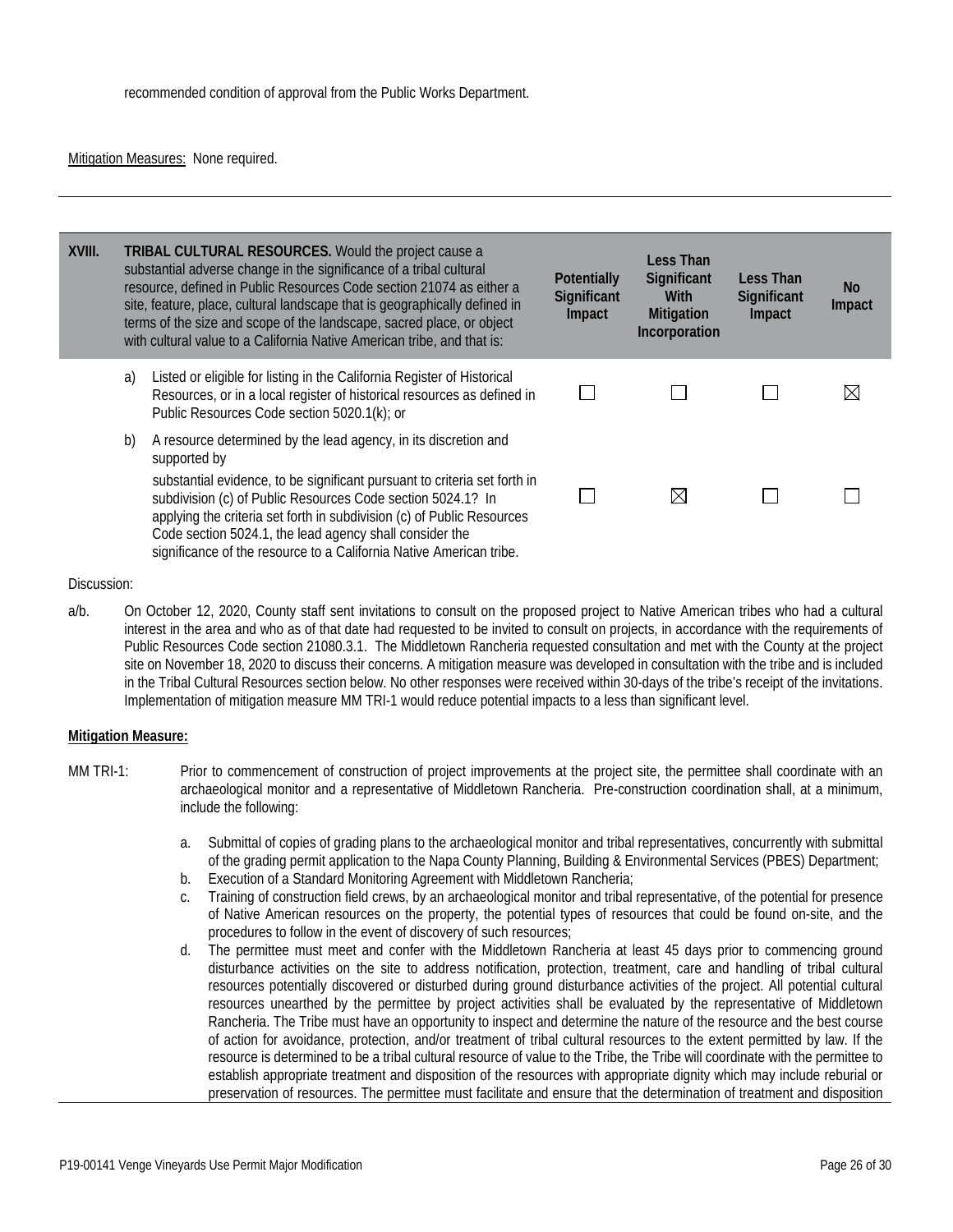recommended condition of approval from the Public Works Department.

Mitigation Measures: None required.

---

| XVIII. | TRIBAL CULTURAL RESOURCES. Would the project cause a substantial adverse change in the significance of a tribal cultural resource, defined in Public Resources Code section 21074 as either a site, feature, place, cultural landscape that is geographically defined in terms of the size and scope of the landscape, sacred place, or object with cultural value to a California Native American tribe, and that is: | Potentially Significant Impact | Less Than Significant With Mitigation Incorporation | Less Than Significant Impact | No Impact |
|---|---|---|---|---|---|
| a) | Listed or eligible for listing in the California Register of Historical Resources, or in a local register of historical resources as defined in Public Resources Code section 5020.1(k); or | ☐ | ☐ | ☐ | ☒ |
| b) | A resource determined by the lead agency, in its discretion and supported by substantial evidence, to be significant pursuant to criteria set forth in subdivision (c) of Public Resources Code section 5024.1? In applying the criteria set forth in subdivision (c) of Public Resources Code section 5024.1, the lead agency shall consider the significance of the resource to a California Native American tribe. | ☐ | ☒ | ☐ | ☐ |

Discussion:

a/b. On October 12, 2020, County staff sent invitations to consult on the proposed project to Native American tribes who had a cultural interest in the area and who as of that date had requested to be invited to consult on projects, in accordance with the requirements of Public Resources Code section 21080.3.1. The Middletown Rancheria requested consultation and met with the County at the project site on November 18, 2020 to discuss their concerns. A mitigation measure was developed in consultation with the tribe and is included in the Tribal Cultural Resources section below. No other responses were received within 30-days of the tribe's receipt of the invitations. Implementation of mitigation measure MM TRI-1 would reduce potential impacts to a less than significant level.

**Mitigation Measure:**

MM TRI-1: Prior to commencement of construction of project improvements at the project site, the permittee shall coordinate with an archaeological monitor and a representative of Middletown Rancheria. Pre-construction coordination shall, at a minimum, include the following:

a. Submittal of copies of grading plans to the archaeological monitor and tribal representatives, concurrently with submittal of the grading permit application to the Napa County Planning, Building & Environmental Services (PBES) Department;
b. Execution of a Standard Monitoring Agreement with Middletown Rancheria;
c. Training of construction field crews, by an archaeological monitor and tribal representative, of the potential for presence of Native American resources on the property, the potential types of resources that could be found on-site, and the procedures to follow in the event of discovery of such resources;
d. The permittee must meet and confer with the Middletown Rancheria at least 45 days prior to commencing ground disturbance activities on the site to address notification, protection, treatment, care and handling of tribal cultural resources potentially discovered or disturbed during ground disturbance activities of the project. All potential cultural resources unearthed by the permittee by project activities shall be evaluated by the representative of Middletown Rancheria. The Tribe must have an opportunity to inspect and determine the nature of the resource and the best course of action for avoidance, protection, and/or treatment of tribal cultural resources to the extent permitted by law. If the resource is determined to be a tribal cultural resource of value to the Tribe, the Tribe will coordinate with the permittee to establish appropriate treatment and disposition of the resources with appropriate dignity which may include reburial or preservation of resources. The permittee must facilitate and ensure that the determination of treatment and disposition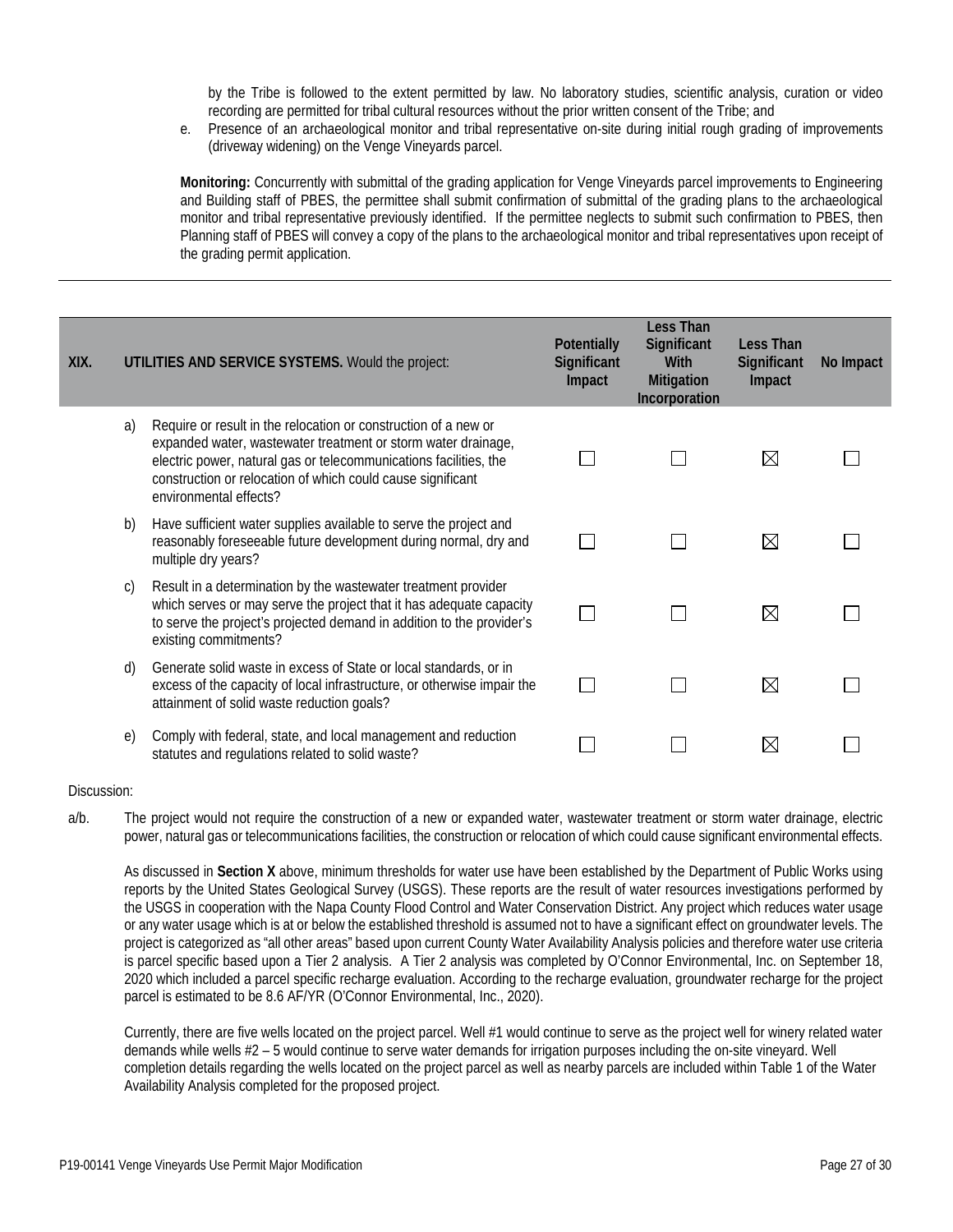by the Tribe is followed to the extent permitted by law. No laboratory studies, scientific analysis, curation or video recording are permitted for tribal cultural resources without the prior written consent of the Tribe; and

e. Presence of an archaeological monitor and tribal representative on-site during initial rough grading of improvements (driveway widening) on the Venge Vineyards parcel.

**Monitoring:** Concurrently with submittal of the grading application for Venge Vineyards parcel improvements to Engineering and Building staff of PBES, the permittee shall submit confirmation of submittal of the grading plans to the archaeological monitor and tribal representative previously identified. If the permittee neglects to submit such confirmation to PBES, then Planning staff of PBES will convey a copy of the plans to the archaeological monitor and tribal representatives upon receipt of the grading permit application.

---

| XIX. | UTILITIES AND SERVICE SYSTEMS. Would the project: | Potentially Significant Impact | Less Than Significant With Mitigation Incorporation | Less Than Significant Impact | No Impact |
|---|---|---|---|---|---|
| a) | Require or result in the relocation or construction of a new or expanded water, wastewater treatment or storm water drainage, electric power, natural gas or telecommunications facilities, the construction or relocation of which could cause significant environmental effects? | ☐ | ☐ | ☒ | ☐ |
| b) | Have sufficient water supplies available to serve the project and reasonably foreseeable future development during normal, dry and multiple dry years? | ☐ | ☐ | ☒ | ☐ |
| c) | Result in a determination by the wastewater treatment provider which serves or may serve the project that it has adequate capacity to serve the project's projected demand in addition to the provider's existing commitments? | ☐ | ☐ | ☒ | ☐ |
| d) | Generate solid waste in excess of State or local standards, or in excess of the capacity of local infrastructure, or otherwise impair the attainment of solid waste reduction goals? | ☐ | ☐ | ☒ | ☐ |
| e) | Comply with federal, state, and local management and reduction statutes and regulations related to solid waste? | ☐ | ☐ | ☒ | ☐ |

Discussion:

a/b. The project would not require the construction of a new or expanded water, wastewater treatment or storm water drainage, electric power, natural gas or telecommunications facilities, the construction or relocation of which could cause significant environmental effects.

As discussed in **Section X** above, minimum thresholds for water use have been established by the Department of Public Works using reports by the United States Geological Survey (USGS). These reports are the result of water resources investigations performed by the USGS in cooperation with the Napa County Flood Control and Water Conservation District. Any project which reduces water usage or any water usage which is at or below the established threshold is assumed not to have a significant effect on groundwater levels. The project is categorized as "all other areas" based upon current County Water Availability Analysis policies and therefore water use criteria is parcel specific based upon a Tier 2 analysis. A Tier 2 analysis was completed by O'Connor Environmental, Inc. on September 18, 2020 which included a parcel specific recharge evaluation. According to the recharge evaluation, groundwater recharge for the project parcel is estimated to be 8.6 AF/YR (O'Connor Environmental, Inc., 2020).

Currently, there are five wells located on the project parcel. Well #1 would continue to serve as the project well for winery related water demands while wells #2 – 5 would continue to serve water demands for irrigation purposes including the on-site vineyard. Well completion details regarding the wells located on the project parcel as well as nearby parcels are included within Table 1 of the Water Availability Analysis completed for the proposed project.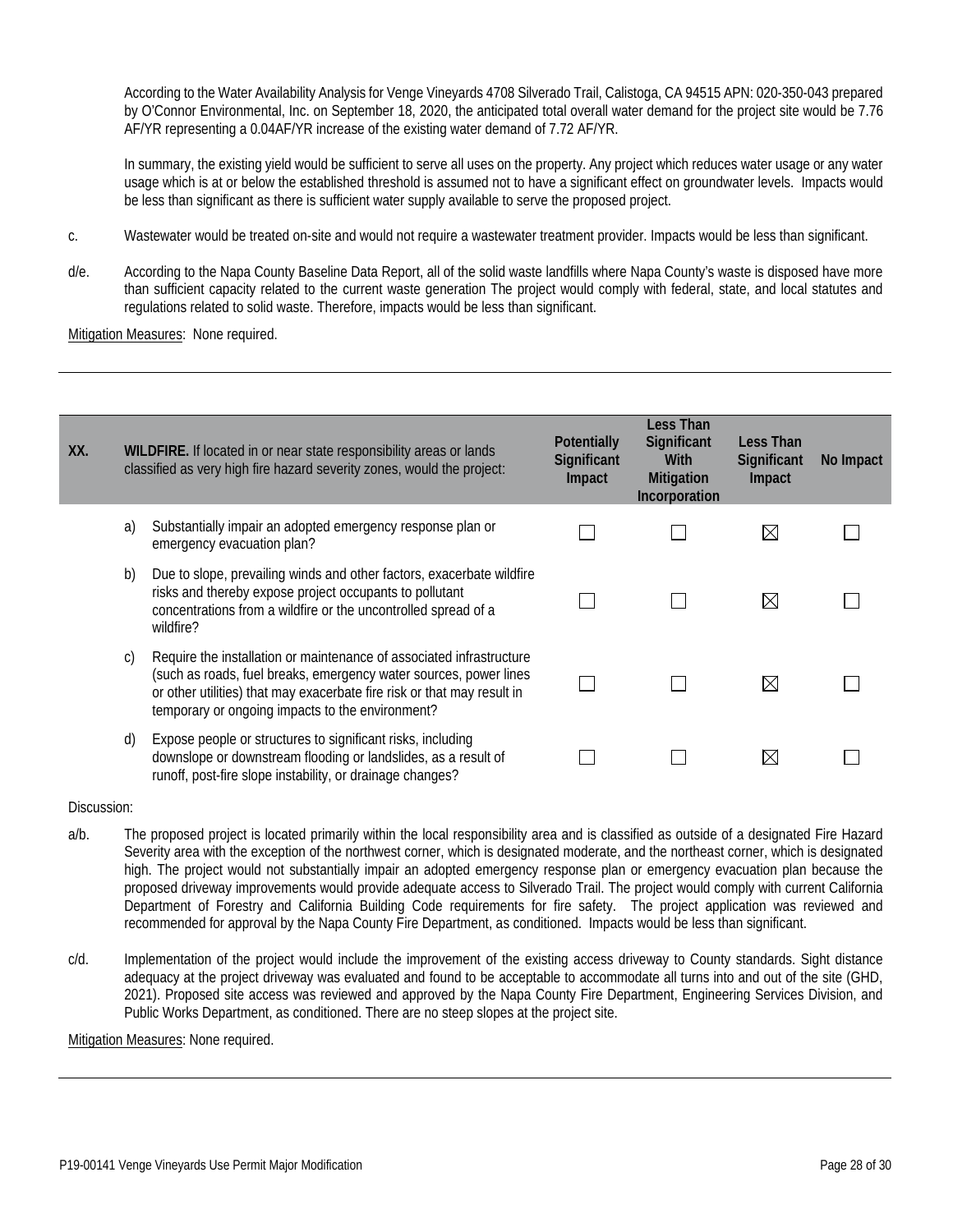According to the Water Availability Analysis for Venge Vineyards 4708 Silverado Trail, Calistoga, CA 94515 APN: 020-350-043 prepared by O'Connor Environmental, Inc. on September 18, 2020, the anticipated total overall water demand for the project site would be 7.76 AF/YR representing a 0.04AF/YR increase of the existing water demand of 7.72 AF/YR.

In summary, the existing yield would be sufficient to serve all uses on the property. Any project which reduces water usage or any water usage which is at or below the established threshold is assumed not to have a significant effect on groundwater levels. Impacts would be less than significant as there is sufficient water supply available to serve the proposed project.

c. Wastewater would be treated on-site and would not require a wastewater treatment provider. Impacts would be less than significant.

d/e. According to the Napa County Baseline Data Report, all of the solid waste landfills where Napa County's waste is disposed have more than sufficient capacity related to the current waste generation The project would comply with federal, state, and local statutes and regulations related to solid waste. Therefore, impacts would be less than significant.

Mitigation Measures: None required.

---

| XX. | | **WILDFIRE.** If located in or near state responsibility areas or lands classified as very high fire hazard severity zones, would the project: | Potentially Significant Impact | Less Than Significant With Mitigation Incorporation | Less Than Significant Impact | No Impact |
|---|---|---|---|---|---|---|
| | a) | Substantially impair an adopted emergency response plan or emergency evacuation plan? | ☐ | ☐ | ☒ | ☐ |
| | b) | Due to slope, prevailing winds and other factors, exacerbate wildfire risks and thereby expose project occupants to pollutant concentrations from a wildfire or the uncontrolled spread of a wildfire? | ☐ | ☐ | ☒ | ☐ |
| | c) | Require the installation or maintenance of associated infrastructure (such as roads, fuel breaks, emergency water sources, power lines or other utilities) that may exacerbate fire risk or that may result in temporary or ongoing impacts to the environment? | ☐ | ☐ | ☒ | ☐ |
| | d) | Expose people or structures to significant risks, including downslope or downstream flooding or landslides, as a result of runoff, post-fire slope instability, or drainage changes? | ☐ | ☐ | ☒ | ☐ |

Discussion:

a/b. The proposed project is located primarily within the local responsibility area and is classified as outside of a designated Fire Hazard Severity area with the exception of the northwest corner, which is designated moderate, and the northeast corner, which is designated high. The project would not substantially impair an adopted emergency response plan or emergency evacuation plan because the proposed driveway improvements would provide adequate access to Silverado Trail. The project would comply with current California Department of Forestry and California Building Code requirements for fire safety. The project application was reviewed and recommended for approval by the Napa County Fire Department, as conditioned. Impacts would be less than significant.

c/d. Implementation of the project would include the improvement of the existing access driveway to County standards. Sight distance adequacy at the project driveway was evaluated and found to be acceptable to accommodate all turns into and out of the site (GHD, 2021). Proposed site access was reviewed and approved by the Napa County Fire Department, Engineering Services Division, and Public Works Department, as conditioned. There are no steep slopes at the project site.

Mitigation Measures: None required.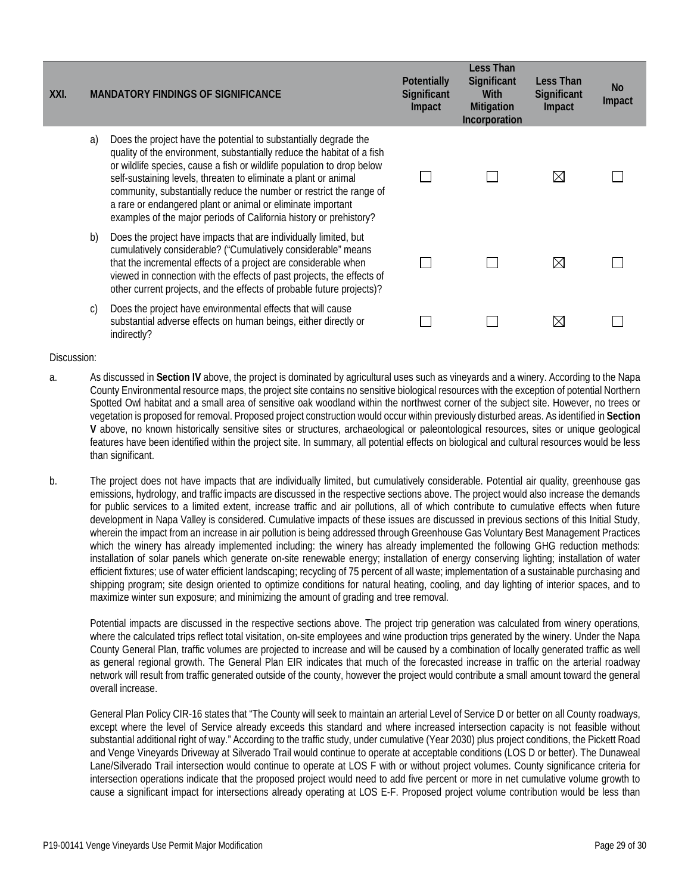| XXI. | MANDATORY FINDINGS OF SIGNIFICANCE | Potentially Significant Impact | Less Than Significant With Mitigation Incorporation | Less Than Significant Impact | No Impact |
|---|---|---|---|---|---|
| a) | Does the project have the potential to substantially degrade the quality of the environment, substantially reduce the habitat of a fish or wildlife species, cause a fish or wildlife population to drop below self-sustaining levels, threaten to eliminate a plant or animal community, substantially reduce the number or restrict the range of a rare or endangered plant or animal or eliminate important examples of the major periods of California history or prehistory? | ☐ | ☐ | ☒ | ☐ |
| b) | Does the project have impacts that are individually limited, but cumulatively considerable? ("Cumulatively considerable" means that the incremental effects of a project are considerable when viewed in connection with the effects of past projects, the effects of other current projects, and the effects of probable future projects)? | ☐ | ☐ | ☒ | ☐ |
| c) | Does the project have environmental effects that will cause substantial adverse effects on human beings, either directly or indirectly? | ☐ | ☐ | ☒ | ☐ |

Discussion:

a. As discussed in **Section IV** above, the project is dominated by agricultural uses such as vineyards and a winery. According to the Napa County Environmental resource maps, the project site contains no sensitive biological resources with the exception of potential Northern Spotted Owl habitat and a small area of sensitive oak woodland within the northwest corner of the subject site. However, no trees or vegetation is proposed for removal. Proposed project construction would occur within previously disturbed areas. As identified in **Section V** above, no known historically sensitive sites or structures, archaeological or paleontological resources, sites or unique geological features have been identified within the project site. In summary, all potential effects on biological and cultural resources would be less than significant.

b. The project does not have impacts that are individually limited, but cumulatively considerable. Potential air quality, greenhouse gas emissions, hydrology, and traffic impacts are discussed in the respective sections above. The project would also increase the demands for public services to a limited extent, increase traffic and air pollutions, all of which contribute to cumulative effects when future development in Napa Valley is considered. Cumulative impacts of these issues are discussed in previous sections of this Initial Study, wherein the impact from an increase in air pollution is being addressed through Greenhouse Gas Voluntary Best Management Practices which the winery has already implemented including: the winery has already implemented the following GHG reduction methods: installation of solar panels which generate on-site renewable energy; installation of energy conserving lighting; installation of water efficient fixtures; use of water efficient landscaping; recycling of 75 percent of all waste; implementation of a sustainable purchasing and shipping program; site design oriented to optimize conditions for natural heating, cooling, and day lighting of interior spaces, and to maximize winter sun exposure; and minimizing the amount of grading and tree removal.

   Potential impacts are discussed in the respective sections above. The project trip generation was calculated from winery operations, where the calculated trips reflect total visitation, on-site employees and wine production trips generated by the winery. Under the Napa County General Plan, traffic volumes are projected to increase and will be caused by a combination of locally generated traffic as well as general regional growth. The General Plan EIR indicates that much of the forecasted increase in traffic on the arterial roadway network will result from traffic generated outside of the county, however the project would contribute a small amount toward the general overall increase.

   General Plan Policy CIR-16 states that "The County will seek to maintain an arterial Level of Service D or better on all County roadways, except where the level of Service already exceeds this standard and where increased intersection capacity is not feasible without substantial additional right of way." According to the traffic study, under cumulative (Year 2030) plus project conditions, the Pickett Road and Venge Vineyards Driveway at Silverado Trail would continue to operate at acceptable conditions (LOS D or better). The Dunaweal Lane/Silverado Trail intersection would continue to operate at LOS F with or without project volumes. County significance criteria for intersection operations indicate that the proposed project would need to add five percent or more in net cumulative volume growth to cause a significant impact for intersections already operating at LOS E-F. Proposed project volume contribution would be less than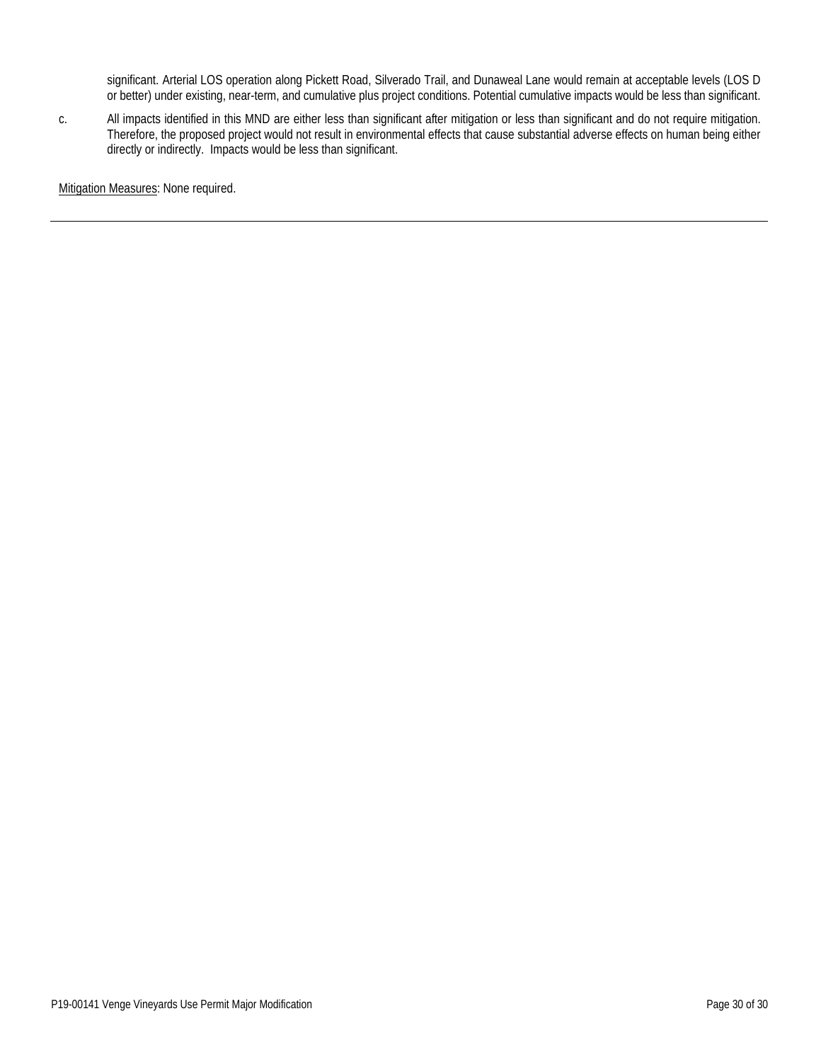significant. Arterial LOS operation along Pickett Road, Silverado Trail, and Dunaweal Lane would remain at acceptable levels (LOS D or better) under existing, near-term, and cumulative plus project conditions. Potential cumulative impacts would be less than significant.

c. All impacts identified in this MND are either less than significant after mitigation or less than significant and do not require mitigation. Therefore, the proposed project would not result in environmental effects that cause substantial adverse effects on human being either directly or indirectly. Impacts would be less than significant.

Mitigation Measures: None required.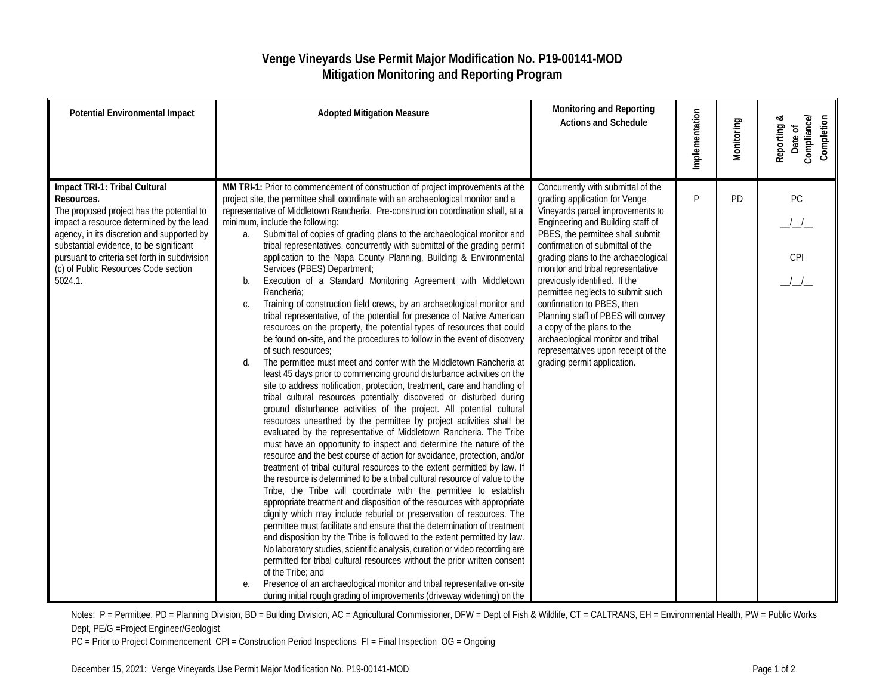# Venge Vineyards Use Permit Major Modification No. P19-00141-MOD
## Mitigation Monitoring and Reporting Program

| Potential Environmental Impact | Adopted Mitigation Measure | Monitoring and Reporting Actions and Schedule | Implementation | Monitoring | Reporting & Date of Compliance/ Completion |
|---|---|---|---|---|---|
| **Impact TRI-1: Tribal Cultural Resources.** The proposed project has the potential to impact a resource determined by the lead agency, in its discretion and supported by substantial evidence, to be significant pursuant to criteria set forth in subdivision (c) of Public Resources Code section 5024.1. | **MM TRI-1:** Prior to commencement of construction of project improvements at the project site, the permittee shall coordinate with an archaeological monitor and a representative of Middletown Rancheria. Pre-construction coordination shall, at a minimum, include the following:<br>a. Submittal of copies of grading plans to the archaeological monitor and tribal representatives, concurrently with submittal of the grading permit application to the Napa County Planning, Building & Environmental Services (PBES) Department;<br>b. Execution of a Standard Monitoring Agreement with Middletown Rancheria;<br>c. Training of construction field crews, by an archaeological monitor and tribal representative, of the potential for presence of Native American resources on the property, the potential types of resources that could be found on-site, and the procedures to follow in the event of discovery of such resources;<br>d. The permittee must meet and confer with the Middletown Rancheria at least 45 days prior to commencing ground disturbance activities on the site to address notification, protection, treatment, care and handling of tribal cultural resources potentially discovered or disturbed during ground disturbance activities of the project. All potential cultural resources unearthed by the permittee by project activities shall be evaluated by the representative of Middletown Rancheria. The Tribe must have an opportunity to inspect and determine the nature of the resource and the best course of action for avoidance, protection, and/or treatment of tribal cultural resources to the extent permitted by law. If the resource is determined to be a tribal cultural resource of value to the Tribe, the Tribe will coordinate with the permittee to establish appropriate treatment and disposition of the resources with appropriate dignity which may include reburial or preservation of resources. The permittee must facilitate and ensure that the determination of treatment and disposition by the Tribe is followed to the extent permitted by law. No laboratory studies, scientific analysis, curation or video recording are permitted for tribal cultural resources without the prior written consent of the Tribe; and<br>e. Presence of an archaeological monitor and tribal representative on-site during initial rough grading of improvements (driveway widening) on the | Concurrently with submittal of the grading application for Venge Vineyards parcel improvements to Engineering and Building staff of PBES, the permittee shall submit confirmation of submittal of the grading plans to the archaeological monitor and tribal representative previously identified. If the permittee neglects to submit such confirmation to PBES, then Planning staff of PBES will convey a copy of the plans to the archaeological monitor and tribal representatives upon receipt of the grading permit application. | P | PD | PC<br>\_\_/\_\_/\_\_<br>CPI<br>\_\_/\_\_/\_\_ |

Notes: P = Permittee, PD = Planning Division, BD = Building Division, AC = Agricultural Commissioner, DFW = Dept of Fish & Wildlife, CT = CALTRANS, EH = Environmental Health, PW = Public Works Dept, PE/G =Project Engineer/Geologist

PC = Prior to Project Commencement CPI = Construction Period Inspections FI = Final Inspection OG = Ongoing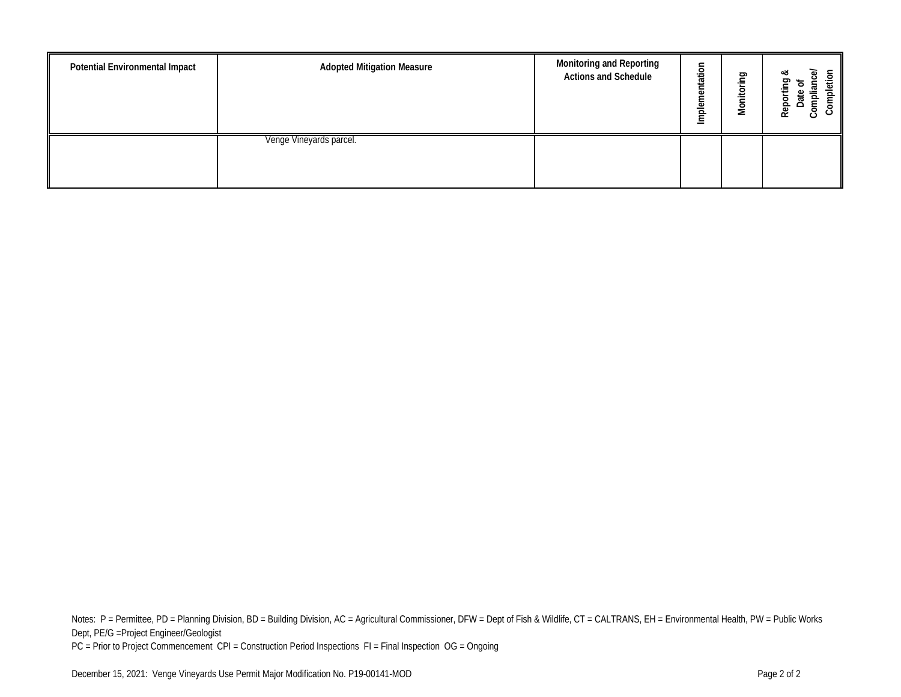| Potential Environmental Impact | Adopted Mitigation Measure | Monitoring and Reporting Actions and Schedule | Implementation | Monitoring | Reporting & Date of Compliance/ Completion |
|---|---|---|---|---|---|
| | Venge Vineyards parcel. | | | | |

Notes: P = Permittee, PD = Planning Division, BD = Building Division, AC = Agricultural Commissioner, DFW = Dept of Fish & Wildlife, CT = CALTRANS, EH = Environmental Health, PW = Public Works Dept, PE/G =Project Engineer/Geologist
PC = Prior to Project Commencement CPI = Construction Period Inspections FI = Final Inspection OG = Ongoing